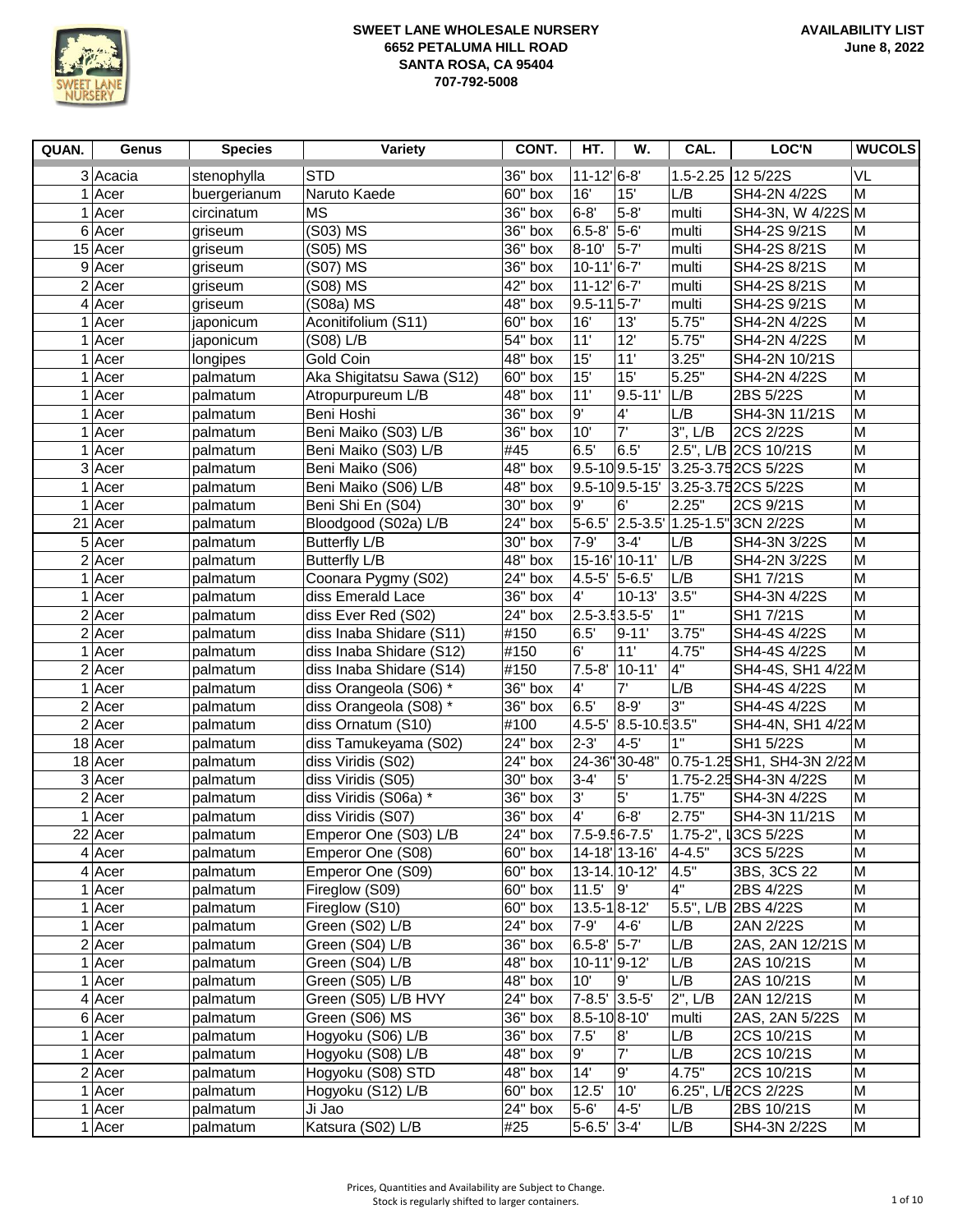**SWEET LANE WHOLESALE NURSERY**
**6652 PETALUMA HILL ROAD**
**SANTA ROSA, CA 95404**
**707-792-5008**

**AVAILABILITY LIST**
**June 8, 2022**

| QUAN. | Genus | Species | Variety | CONT. | HT. | W. | CAL. | LOC'N | WUCOLS |
|---|---|---|---|---|---|---|---|---|---|
| 3 | Acacia | stenophylla | STD | 36" box | 11-12' | 6-8' | 1.5-2.25 | 12 5/22S | VL |
| 1 | Acer | buergerianum | Naruto Kaede | 60" box | 16' | 15' | L/B | SH4-2N 4/22S | M |
| 1 | Acer | circinatum | MS | 36" box | 6-8' | 5-8' | multi | SH4-3N, W 4/22S | M |
| 6 | Acer | griseum | (S03) MS | 36" box | 6.5-8' | 5-6' | multi | SH4-2S 9/21S | M |
| 15 | Acer | griseum | (S05) MS | 36" box | 8-10' | 5-7' | multi | SH4-2S 8/21S | M |
| 9 | Acer | griseum | (S07) MS | 36" box | 10-11' | 6-7' | multi | SH4-2S 8/21S | M |
| 2 | Acer | griseum | (S08) MS | 42" box | 11-12' | 6-7' | multi | SH4-2S 8/21S | M |
| 4 | Acer | griseum | (S08a) MS | 48" box | 9.5-11 | 5-7' | multi | SH4-2S 9/21S | M |
| 1 | Acer | japonicum | Aconitifolium (S11) | 60" box | 16' | 13' | 5.75" | SH4-2N 4/22S | M |
| 1 | Acer | japonicum | (S08) L/B | 54" box | 11' | 12' | 5.75" | SH4-2N 4/22S | M |
| 1 | Acer | longipes | Gold Coin | 48" box | 15' | 11' | 3.25" | SH4-2N 10/21S | |
| 1 | Acer | palmatum | Aka Shigitatsu Sawa (S12) | 60" box | 15' | 15' | 5.25" | SH4-2N 4/22S | M |
| 1 | Acer | palmatum | Atropurpureum L/B | 48" box | 11' | 9.5-11' | L/B | 2BS 5/22S | M |
| 1 | Acer | palmatum | Beni Hoshi | 36" box | 9' | 4' | L/B | SH4-3N 11/21S | M |
| 1 | Acer | palmatum | Beni Maiko (S03) L/B | 36" box | 10' | 7' | 3", L/B | 2CS 2/22S | M |
| 1 | Acer | palmatum | Beni Maiko (S03) L/B | #45 | 6.5' | 6.5' | 2.5", L/B | 2CS 10/21S | M |
| 3 | Acer | palmatum | Beni Maiko (S06) | 48" box | 9.5-10 | 9.5-15' | 3.25-3.75 | 2CS 5/22S | M |
| 1 | Acer | palmatum | Beni Maiko (S06) L/B | 48" box | 9.5-10 | 9.5-15' | 3.25-3.75 | 2CS 5/22S | M |
| 1 | Acer | palmatum | Beni Shi En (S04) | 30" box | 9' | 6' | 2.25" | 2CS 9/21S | M |
| 21 | Acer | palmatum | Bloodgood (S02a) L/B | 24" box | 5-6.5' | 2.5-3.5' | 1.25-1.5" | 3CN 2/22S | M |
| 5 | Acer | palmatum | Butterfly L/B | 30" box | 7-9' | 3-4' | L/B | SH4-3N 3/22S | M |
| 2 | Acer | palmatum | Butterfly L/B | 48" box | 15-16' | 10-11' | L/B | SH4-2N 3/22S | M |
| 1 | Acer | palmatum | Coonara Pygmy (S02) | 24" box | 4.5-5' | 5-6.5' | L/B | SH1 7/21S | M |
| 1 | Acer | palmatum | diss Emerald Lace | 36" box | 4' | 10-13' | 3.5" | SH4-3N 4/22S | M |
| 2 | Acer | palmatum | diss Ever Red (S02) | 24" box | 2.5-3.5 | 3.5-5' | 1" | SH1 7/21S | M |
| 2 | Acer | palmatum | diss Inaba Shidare (S11) | #150 | 6.5' | 9-11' | 3.75" | SH4-4S 4/22S | M |
| 1 | Acer | palmatum | diss Inaba Shidare (S12) | #150 | 6' | 11' | 4.75" | SH4-4S 4/22S | M |
| 2 | Acer | palmatum | diss Inaba Shidare (S14) | #150 | 7.5-8' | 10-11' | 4" | SH4-4S, SH1 4/22 | M |
| 1 | Acer | palmatum | diss Orangeola (S06) * | 36" box | 4' | 7' | L/B | SH4-4S 4/22S | M |
| 2 | Acer | palmatum | diss Orangeola (S08) * | 36" box | 6.5' | 8-9' | 3" | SH4-4S 4/22S | M |
| 2 | Acer | palmatum | diss Ornatum (S10) | #100 | 4.5-5' | 8.5-10.5 | 3.5" | SH4-4N, SH1 4/22 | M |
| 18 | Acer | palmatum | diss Tamukeyama (S02) | 24" box | 2-3' | 4-5' | 1" | SH1 5/22S | M |
| 18 | Acer | palmatum | diss Viridis (S02) | 24" box | 24-36" | 30-48" | 0.75-1.25 | SH1, SH4-3N 2/22 | M |
| 3 | Acer | palmatum | diss Viridis (S05) | 30" box | 3-4' | 5' | 1.75-2.25 | SH4-3N 4/22S | M |
| 2 | Acer | palmatum | diss Viridis (S06a) * | 36" box | 3' | 5' | 1.75" | SH4-3N 4/22S | M |
| 1 | Acer | palmatum | diss Viridis (S07) | 36" box | 4' | 6-8' | 2.75" | SH4-3N 11/21S | M |
| 22 | Acer | palmatum | Emperor One (S03) L/B | 24" box | 7.5-9.5 | 6-7.5' | 1.75-2", L | 3CS 5/22S | M |
| 4 | Acer | palmatum | Emperor One (S08) | 60" box | 14-18' | 13-16' | 4-4.5" | 3CS 5/22S | M |
| 4 | Acer | palmatum | Emperor One (S09) | 60" box | 13-14. | 10-12' | 4.5" | 3BS, 3CS 22 | M |
| 1 | Acer | palmatum | Fireglow (S09) | 60" box | 11.5' | 9' | 4" | 2BS 4/22S | M |
| 1 | Acer | palmatum | Fireglow (S10) | 60" box | 13.5-1 | 8-12' | 5.5", L/B | 2BS 4/22S | M |
| 1 | Acer | palmatum | Green (S02) L/B | 24" box | 7-9' | 4-6' | L/B | 2AN 2/22S | M |
| 2 | Acer | palmatum | Green (S04) L/B | 36" box | 6.5-8' | 5-7' | L/B | 2AS, 2AN 12/21S | M |
| 1 | Acer | palmatum | Green (S04) L/B | 48" box | 10-11' | 9-12' | L/B | 2AS 10/21S | M |
| 1 | Acer | palmatum | Green (S05) L/B | 48" box | 10' | 9' | L/B | 2AS 10/21S | M |
| 4 | Acer | palmatum | Green (S05) L/B HVY | 24" box | 7-8.5' | 3.5-5' | 2", L/B | 2AN 12/21S | M |
| 6 | Acer | palmatum | Green (S06) MS | 36" box | 8.5-10 | 8-10' | multi | 2AS, 2AN 5/22S | M |
| 1 | Acer | palmatum | Hogyoku (S06) L/B | 36" box | 7.5' | 8' | L/B | 2CS 10/21S | M |
| 1 | Acer | palmatum | Hogyoku (S08) L/B | 48" box | 9' | 7' | L/B | 2CS 10/21S | M |
| 2 | Acer | palmatum | Hogyoku (S08) STD | 48" box | 14' | 9' | 4.75" | 2CS 10/21S | M |
| 1 | Acer | palmatum | Hogyoku (S12) L/B | 60" box | 12.5' | 10' | 6.25", L/E | 2CS 2/22S | M |
| 1 | Acer | palmatum | Ji Jao | 24" box | 5-6' | 4-5' | L/B | 2BS 10/21S | M |
| 1 | Acer | palmatum | Katsura (S02) L/B | #25 | 5-6.5' | 3-4' | L/B | SH4-3N 2/22S | M |

Prices, Quantities and Availability are Subject to Change.
Stock is regularly shifted to larger containers.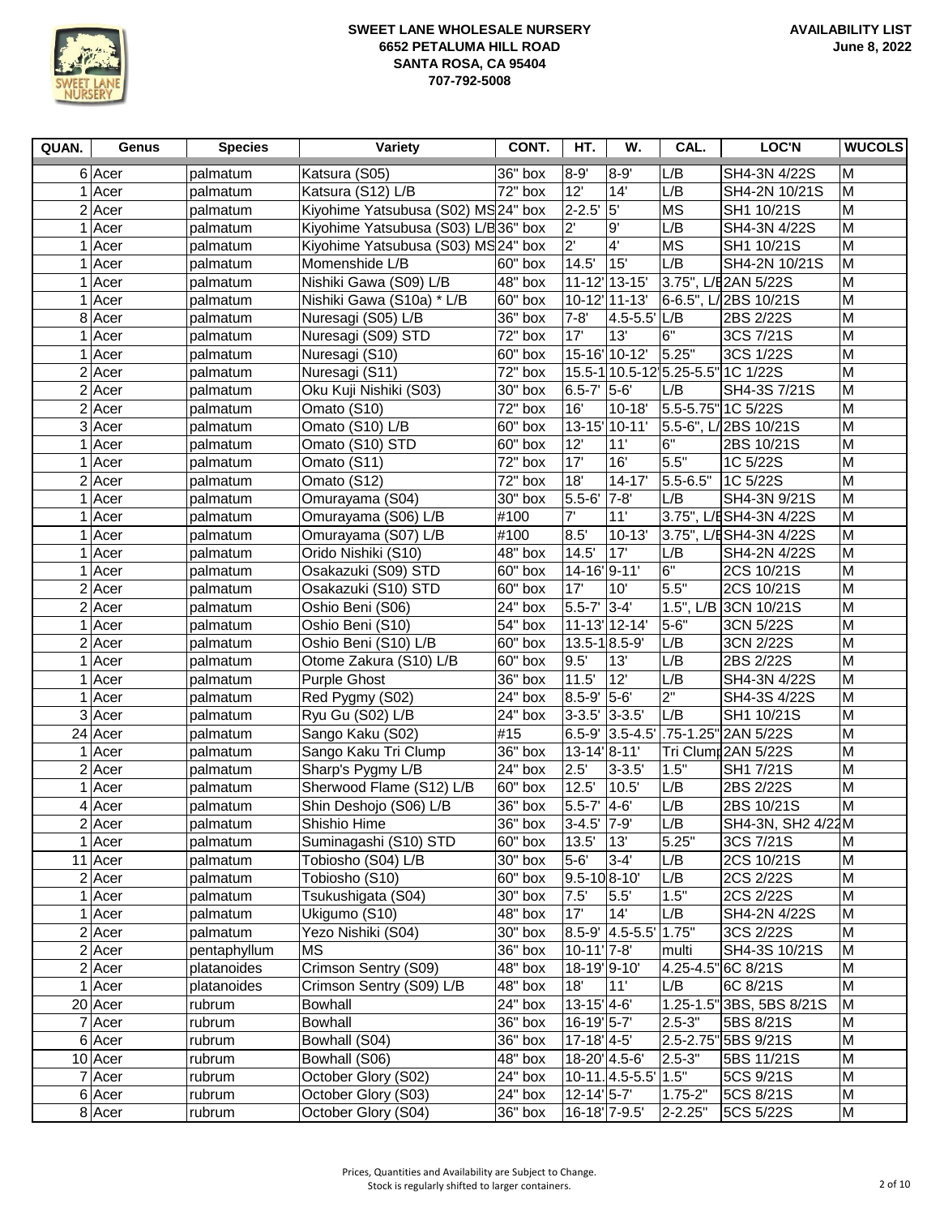**SWEET LANE WHOLESALE NURSERY**
**6652 PETALUMA HILL ROAD**
**SANTA ROSA, CA 95404**
**707-792-5008**

**AVAILABILITY LIST**
**June 8, 2022**

| QUAN. | Genus | Species | Variety | CONT. | HT. | W. | CAL. | LOC'N | WUCOLS |
|---|---|---|---|---|---|---|---|---|---|
| 6 | Acer | palmatum | Katsura (S05) | 36" box | 8-9' | 8-9' | L/B | SH4-3N 4/22S | M |
| 1 | Acer | palmatum | Katsura (S12) L/B | 72" box | 12' | 14' | L/B | SH4-2N 10/21S | M |
| 2 | Acer | palmatum | Kiyohime Yatsubusa (S02) MS | 24" box | 2-2.5' | 5' | MS | SH1 10/21S | M |
| 1 | Acer | palmatum | Kiyohime Yatsubusa (S03) L/B | 36" box | 2' | 9' | L/B | SH4-3N 4/22S | M |
| 1 | Acer | palmatum | Kiyohime Yatsubusa (S03) MS | 24" box | 2' | 4' | MS | SH1 10/21S | M |
| 1 | Acer | palmatum | Momenshide L/B | 60" box | 14.5' | 15' | L/B | SH4-2N 10/21S | M |
| 1 | Acer | palmatum | Nishiki Gawa (S09) L/B | 48" box | 11-12' | 13-15' | 3.75", L/B | 2AN 5/22S | M |
| 1 | Acer | palmatum | Nishiki Gawa (S10a) * L/B | 60" box | 10-12' | 11-13' | 6-6.5", L/ | 2BS 10/21S | M |
| 8 | Acer | palmatum | Nuresagi (S05) L/B | 36" box | 7-8' | 4.5-5.5' | L/B | 2BS 2/22S | M |
| 1 | Acer | palmatum | Nuresagi (S09) STD | 72" box | 17' | 13' | 6" | 3CS 7/21S | M |
| 1 | Acer | palmatum | Nuresagi (S10) | 60" box | 15-16' | 10-12' | 5.25" | 3CS 1/22S | M |
| 2 | Acer | palmatum | Nuresagi (S11) | 72" box | 15.5-1 | 10.5-12' | 5.25-5.5" | 1C 1/22S | M |
| 2 | Acer | palmatum | Oku Kuji Nishiki (S03) | 30" box | 6.5-7' | 5-6' | L/B | SH4-3S 7/21S | M |
| 2 | Acer | palmatum | Omato (S10) | 72" box | 16' | 10-18' | 5.5-5.75" | 1C 5/22S | M |
| 3 | Acer | palmatum | Omato (S10) L/B | 60" box | 13-15' | 10-11' | 5.5-6", L/ | 2BS 10/21S | M |
| 1 | Acer | palmatum | Omato (S10) STD | 60" box | 12' | 11' | 6" | 2BS 10/21S | M |
| 1 | Acer | palmatum | Omato (S11) | 72" box | 17' | 16' | 5.5" | 1C 5/22S | M |
| 2 | Acer | palmatum | Omato (S12) | 72" box | 18' | 14-17' | 5.5-6.5" | 1C 5/22S | M |
| 1 | Acer | palmatum | Omurayama (S04) | 30" box | 5.5-6' | 7-8' | L/B | SH4-3N 9/21S | M |
| 1 | Acer | palmatum | Omurayama (S06) L/B | #100 | 7' | 11' | 3.75", L/B | SH4-3N 4/22S | M |
| 1 | Acer | palmatum | Omurayama (S07) L/B | #100 | 8.5' | 10-13' | 3.75", L/B | SH4-3N 4/22S | M |
| 1 | Acer | palmatum | Orido Nishiki (S10) | 48" box | 14.5' | 17' | L/B | SH4-2N 4/22S | M |
| 1 | Acer | palmatum | Osakazuki (S09) STD | 60" box | 14-16' | 9-11' | 6" | 2CS 10/21S | M |
| 2 | Acer | palmatum | Osakazuki (S10) STD | 60" box | 17' | 10' | 5.5" | 2CS 10/21S | M |
| 2 | Acer | palmatum | Oshio Beni (S06) | 24" box | 5.5-7' | 3-4' | 1.5", L/B | 3CN 10/21S | M |
| 1 | Acer | palmatum | Oshio Beni (S10) | 54" box | 11-13' | 12-14' | 5-6" | 3CN 5/22S | M |
| 2 | Acer | palmatum | Oshio Beni (S10) L/B | 60" box | 13.5-1 | 8.5-9' | L/B | 3CN 2/22S | M |
| 1 | Acer | palmatum | Otome Zakura (S10) L/B | 60" box | 9.5' | 13' | L/B | 2BS 2/22S | M |
| 1 | Acer | palmatum | Purple Ghost | 36" box | 11.5' | 12' | L/B | SH4-3N 4/22S | M |
| 1 | Acer | palmatum | Red Pygmy (S02) | 24" box | 8.5-9' | 5-6' | 2" | SH4-3S 4/22S | M |
| 3 | Acer | palmatum | Ryu Gu (S02) L/B | 24" box | 3-3.5' | 3-3.5' | L/B | SH1 10/21S | M |
| 24 | Acer | palmatum | Sango Kaku (S02) | #15 | 6.5-9' | 3.5-4.5' | .75-1.25" | 2AN 5/22S | M |
| 1 | Acer | palmatum | Sango Kaku Tri Clump | 36" box | 13-14' | 8-11' | Tri Clump | 2AN 5/22S | M |
| 2 | Acer | palmatum | Sharp's Pygmy L/B | 24" box | 2.5' | 3-3.5' | 1.5" | SH1 7/21S | M |
| 1 | Acer | palmatum | Sherwood Flame (S12) L/B | 60" box | 12.5' | 10.5' | L/B | 2BS 2/22S | M |
| 4 | Acer | palmatum | Shin Deshojo (S06) L/B | 36" box | 5.5-7' | 4-6' | L/B | 2BS 10/21S | M |
| 2 | Acer | palmatum | Shishio Hime | 36" box | 3-4.5' | 7-9' | L/B | SH4-3N, SH2 4/22 | M |
| 1 | Acer | palmatum | Suminagashi (S10) STD | 60" box | 13.5' | 13' | 5.25" | 3CS 7/21S | M |
| 11 | Acer | palmatum | Tobiosho (S04) L/B | 30" box | 5-6' | 3-4' | L/B | 2CS 10/21S | M |
| 2 | Acer | palmatum | Tobiosho (S10) | 60" box | 9.5-10 | 8-10' | L/B | 2CS 2/22S | M |
| 1 | Acer | palmatum | Tsukushigata (S04) | 30" box | 7.5' | 5.5' | 1.5" | 2CS 2/22S | M |
| 1 | Acer | palmatum | Ukigumo (S10) | 48" box | 17' | 14' | L/B | SH4-2N 4/22S | M |
| 2 | Acer | palmatum | Yezo Nishiki (S04) | 30" box | 8.5-9' | 4.5-5.5' | 1.75" | 3CS 2/22S | M |
| 2 | Acer | pentaphyllum | MS | 36" box | 10-11' | 7-8' | multi | SH4-3S 10/21S | M |
| 2 | Acer | platanoides | Crimson Sentry (S09) | 48" box | 18-19' | 9-10' | 4.25-4.5" | 6C 8/21S | M |
| 1 | Acer | platanoides | Crimson Sentry (S09) L/B | 48" box | 18' | 11' | L/B | 6C 8/21S | M |
| 20 | Acer | rubrum | Bowhall | 24" box | 13-15' | 4-6' | 1.25-1.5" | 3BS, 5BS 8/21S | M |
| 7 | Acer | rubrum | Bowhall | 36" box | 16-19' | 5-7' | 2.5-3" | 5BS 8/21S | M |
| 6 | Acer | rubrum | Bowhall (S04) | 36" box | 17-18' | 4-5' | 2.5-2.75" | 5BS 9/21S | M |
| 10 | Acer | rubrum | Bowhall (S06) | 48" box | 18-20' | 4.5-6' | 2.5-3" | 5BS 11/21S | M |
| 7 | Acer | rubrum | October Glory (S02) | 24" box | 10-11. | 4.5-5.5' | 1.5" | 5CS 9/21S | M |
| 6 | Acer | rubrum | October Glory (S03) | 24" box | 12-14' | 5-7' | 1.75-2" | 5CS 8/21S | M |
| 8 | Acer | rubrum | October Glory (S04) | 36" box | 16-18' | 7-9.5' | 2-2.25" | 5CS 5/22S | M |

Prices, Quantities and Availability are Subject to Change.
Stock is regularly shifted to larger containers.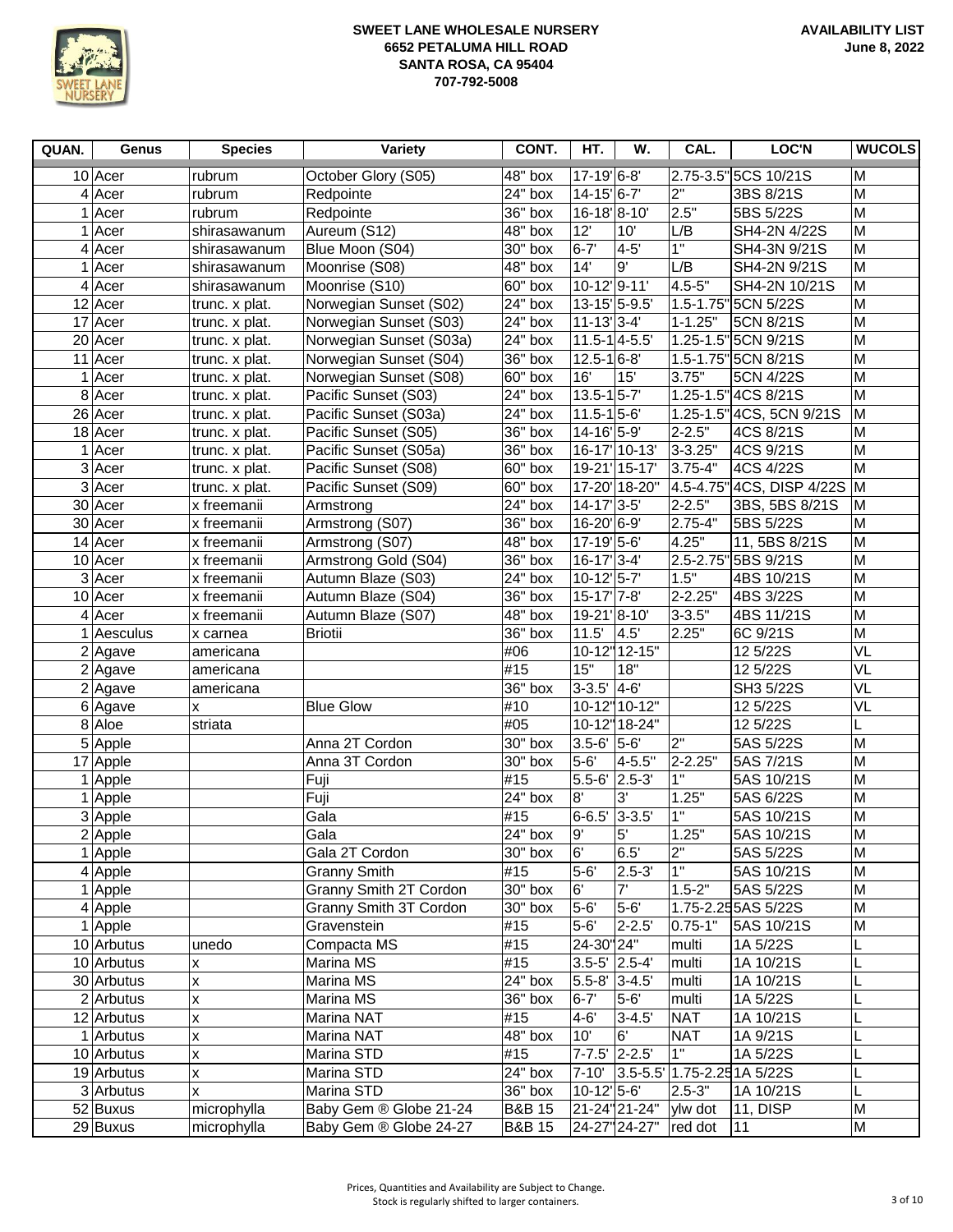**SWEET LANE WHOLESALE NURSERY**
**6652 PETALUMA HILL ROAD**
**SANTA ROSA, CA 95404**
**707-792-5008**

**AVAILABILITY LIST**
**June 8, 2022**

| QUAN. | Genus | Species | Variety | CONT. | HT. | W. | CAL. | LOC'N | WUCOLS |
|---|---|---|---|---|---|---|---|---|---|
| 10 | Acer | rubrum | October Glory (S05) | 48" box | 17-19' | 6-8' | 2.75-3.5" | 5CS 10/21S | M |
| 4 | Acer | rubrum | Redpointe | 24" box | 14-15' | 6-7' | 2" | 3BS 8/21S | M |
| 1 | Acer | rubrum | Redpointe | 36" box | 16-18' | 8-10' | 2.5" | 5BS 5/22S | M |
| 1 | Acer | shirasawanum | Aureum (S12) | 48" box | 12' | 10' | L/B | SH4-2N 4/22S | M |
| 4 | Acer | shirasawanum | Blue Moon (S04) | 30" box | 6-7' | 4-5' | 1" | SH4-3N 9/21S | M |
| 1 | Acer | shirasawanum | Moonrise (S08) | 48" box | 14' | 9' | L/B | SH4-2N 9/21S | M |
| 4 | Acer | shirasawanum | Moonrise (S10) | 60" box | 10-12' | 9-11' | 4.5-5" | SH4-2N 10/21S | M |
| 12 | Acer | trunc. x plat. | Norwegian Sunset (S02) | 24" box | 13-15' | 5-9.5' | 1.5-1.75" | 5CN 5/22S | M |
| 17 | Acer | trunc. x plat. | Norwegian Sunset (S03) | 24" box | 11-13' | 3-4' | 1-1.25" | 5CN 8/21S | M |
| 20 | Acer | trunc. x plat. | Norwegian Sunset (S03a) | 24" box | 11.5-1 | 4-5.5' | 1.25-1.5" | 5CN 9/21S | M |
| 11 | Acer | trunc. x plat. | Norwegian Sunset (S04) | 36" box | 12.5-1 | 6-8' | 1.5-1.75" | 5CN 8/21S | M |
| 1 | Acer | trunc. x plat. | Norwegian Sunset (S08) | 60" box | 16' | 15' | 3.75" | 5CN 4/22S | M |
| 8 | Acer | trunc. x plat. | Pacific Sunset (S03) | 24" box | 13.5-1 | 5-7' | 1.25-1.5" | 4CS 8/21S | M |
| 26 | Acer | trunc. x plat. | Pacific Sunset (S03a) | 24" box | 11.5-1 | 5-6' | 1.25-1.5" | 4CS, 5CN 9/21S | M |
| 18 | Acer | trunc. x plat. | Pacific Sunset (S05) | 36" box | 14-16' | 5-9' | 2-2.5" | 4CS 8/21S | M |
| 1 | Acer | trunc. x plat. | Pacific Sunset (S05a) | 36" box | 16-17' | 10-13' | 3-3.25" | 4CS 9/21S | M |
| 3 | Acer | trunc. x plat. | Pacific Sunset (S08) | 60" box | 19-21' | 15-17' | 3.75-4" | 4CS 4/22S | M |
| 3 | Acer | trunc. x plat. | Pacific Sunset (S09) | 60" box | 17-20' | 18-20" | 4.5-4.75" | 4CS, DISP 4/22S | M |
| 30 | Acer | x freemanii | Armstrong | 24" box | 14-17' | 3-5' | 2-2.5" | 3BS, 5BS 8/21S | M |
| 30 | Acer | x freemanii | Armstrong (S07) | 36" box | 16-20' | 6-9' | 2.75-4" | 5BS 5/22S | M |
| 14 | Acer | x freemanii | Armstrong (S07) | 48" box | 17-19' | 5-6' | 4.25" | 11, 5BS 8/21S | M |
| 10 | Acer | x freemanii | Armstrong Gold (S04) | 36" box | 16-17' | 3-4' | 2.5-2.75" | 5BS 9/21S | M |
| 3 | Acer | x freemanii | Autumn Blaze (S03) | 24" box | 10-12' | 5-7' | 1.5" | 4BS 10/21S | M |
| 10 | Acer | x freemanii | Autumn Blaze (S04) | 36" box | 15-17' | 7-8' | 2-2.25" | 4BS 3/22S | M |
| 4 | Acer | x freemanii | Autumn Blaze (S07) | 48" box | 19-21' | 8-10' | 3-3.5" | 4BS 11/21S | M |
| 1 | Aesculus | x carnea | Briotii | 36" box | 11.5' | 4.5' | 2.25" | 6C 9/21S | M |
| 2 | Agave | americana | | #06 | 10-12" | 12-15" | | 12 5/22S | VL |
| 2 | Agave | americana | | #15 | 15" | 18" | | 12 5/22S | VL |
| 2 | Agave | americana | | 36" box | 3-3.5' | 4-6' | | SH3 5/22S | VL |
| 6 | Agave | x | Blue Glow | #10 | 10-12" | 10-12" | | 12 5/22S | VL |
| 8 | Aloe | striata | | #05 | 10-12" | 18-24" | | 12 5/22S | L |
| 5 | Apple | | Anna 2T Cordon | 30" box | 3.5-6' | 5-6' | 2" | 5AS 5/22S | M |
| 17 | Apple | | Anna 3T Cordon | 30" box | 5-6' | 4-5.5" | 2-2.25" | 5AS 7/21S | M |
| 1 | Apple | | Fuji | #15 | 5.5-6' | 2.5-3' | 1" | 5AS 10/21S | M |
| 1 | Apple | | Fuji | 24" box | 8' | 3' | 1.25" | 5AS 6/22S | M |
| 3 | Apple | | Gala | #15 | 6-6.5' | 3-3.5' | 1" | 5AS 10/21S | M |
| 2 | Apple | | Gala | 24" box | 9' | 5' | 1.25" | 5AS 10/21S | M |
| 1 | Apple | | Gala 2T Cordon | 30" box | 6' | 6.5' | 2" | 5AS 5/22S | M |
| 4 | Apple | | Granny Smith | #15 | 5-6' | 2.5-3' | 1" | 5AS 10/21S | M |
| 1 | Apple | | Granny Smith 2T Cordon | 30" box | 6' | 7' | 1.5-2" | 5AS 5/22S | M |
| 4 | Apple | | Granny Smith 3T Cordon | 30" box | 5-6' | 5-6' | 1.75-2.25 | 5AS 5/22S | M |
| 1 | Apple | | Gravenstein | #15 | 5-6' | 2-2.5' | 0.75-1" | 5AS 10/21S | M |
| 10 | Arbutus | unedo | Compacta MS | #15 | 24-30" | 24" | multi | 1A 5/22S | L |
| 10 | Arbutus | x | Marina MS | #15 | 3.5-5' | 2.5-4' | multi | 1A 10/21S | L |
| 30 | Arbutus | x | Marina MS | 24" box | 5.5-8' | 3-4.5' | multi | 1A 10/21S | L |
| 2 | Arbutus | x | Marina MS | 36" box | 6-7' | 5-6' | multi | 1A 5/22S | L |
| 12 | Arbutus | x | Marina NAT | #15 | 4-6' | 3-4.5' | NAT | 1A 10/21S | L |
| 1 | Arbutus | x | Marina NAT | 48" box | 10' | 6' | NAT | 1A 9/21S | L |
| 10 | Arbutus | x | Marina STD | #15 | 7-7.5' | 2-2.5' | 1" | 1A 5/22S | L |
| 19 | Arbutus | x | Marina STD | 24" box | 7-10' | 3.5-5.5' | 1.75-2.25 | 1A 5/22S | L |
| 3 | Arbutus | x | Marina STD | 36" box | 10-12' | 5-6' | 2.5-3" | 1A 10/21S | L |
| 52 | Buxus | microphylla | Baby Gem ® Globe 21-24 | B&B 15 | 21-24" | 21-24" | ylw dot | 11, DISP | M |
| 29 | Buxus | microphylla | Baby Gem ® Globe 24-27 | B&B 15 | 24-27" | 24-27" | red dot | 11 | M |

Prices, Quantities and Availability are Subject to Change.
Stock is regularly shifted to larger containers.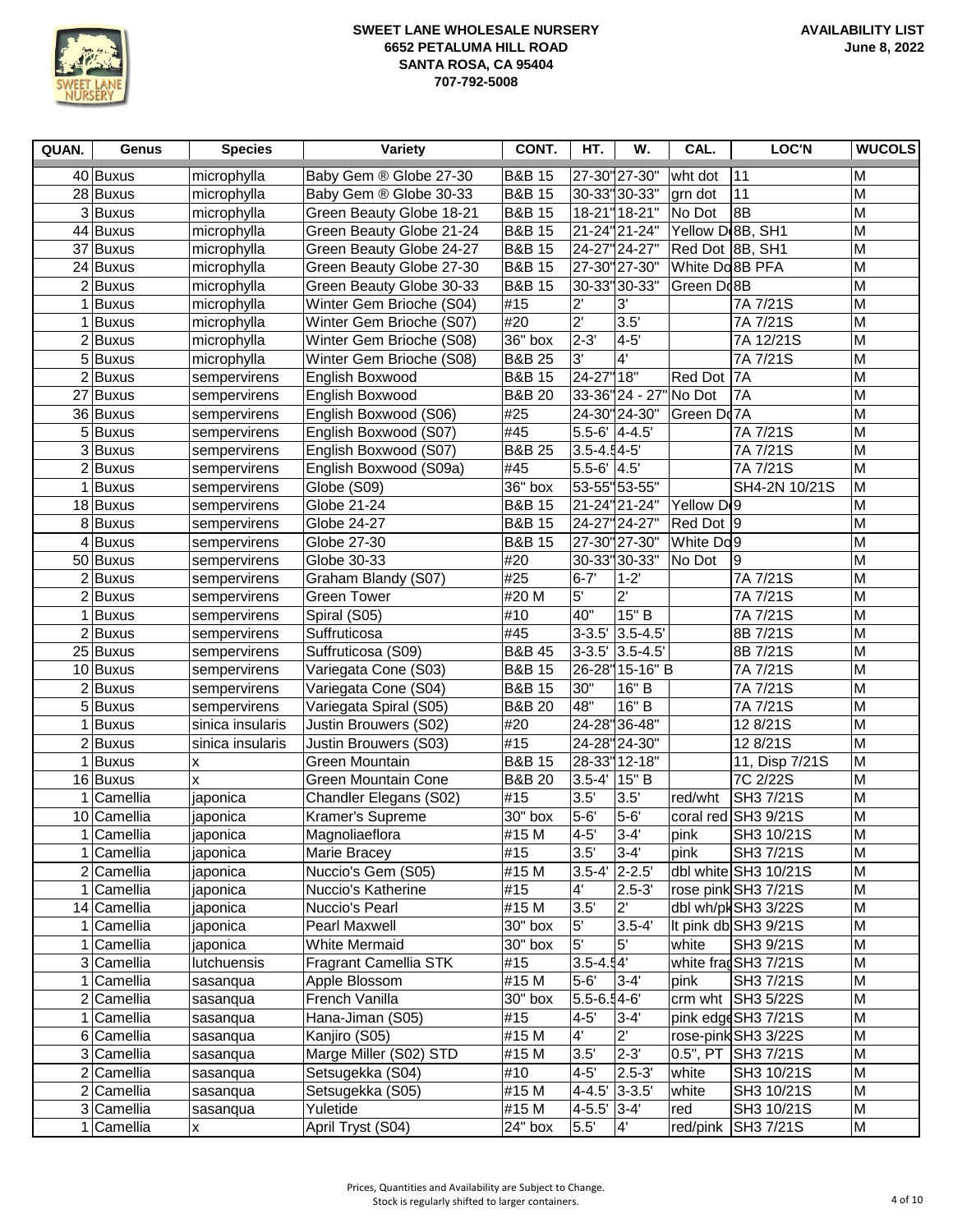**SWEET LANE WHOLESALE NURSERY**
**6652 PETALUMA HILL ROAD**
**SANTA ROSA, CA 95404**
**707-792-5008**

**AVAILABILITY LIST**
**June 8, 2022**

| QUAN. | Genus | Species | Variety | CONT. | HT. | W. | CAL. | LOC'N | WUCOLS |
|---|---|---|---|---|---|---|---|---|---|
| 40 | Buxus | microphylla | Baby Gem ® Globe 27-30 | B&B 15 | 27-30" | 27-30" | wht dot | 11 | M |
| 28 | Buxus | microphylla | Baby Gem ® Globe 30-33 | B&B 15 | 30-33" | 30-33" | grn dot | 11 | M |
| 3 | Buxus | microphylla | Green Beauty Globe 18-21 | B&B 15 | 18-21" | 18-21" | No Dot | 8B | M |
| 44 | Buxus | microphylla | Green Beauty Globe 21-24 | B&B 15 | 21-24" | 21-24" | Yellow D | 8B, SH1 | M |
| 37 | Buxus | microphylla | Green Beauty Globe 24-27 | B&B 15 | 24-27" | 24-27" | Red Dot | 8B, SH1 | M |
| 24 | Buxus | microphylla | Green Beauty Globe 27-30 | B&B 15 | 27-30" | 27-30" | White Do | 8B PFA | M |
| 2 | Buxus | microphylla | Green Beauty Globe 30-33 | B&B 15 | 30-33" | 30-33" | Green Do | 8B | M |
| 1 | Buxus | microphylla | Winter Gem Brioche (S04) | #15 | 2' | 3' | | 7A 7/21S | M |
| 1 | Buxus | microphylla | Winter Gem Brioche (S07) | #20 | 2' | 3.5' | | 7A 7/21S | M |
| 2 | Buxus | microphylla | Winter Gem Brioche (S08) | 36" box | 2-3' | 4-5' | | 7A 12/21S | M |
| 5 | Buxus | microphylla | Winter Gem Brioche (S08) | B&B 25 | 3' | 4' | | 7A 7/21S | M |
| 2 | Buxus | sempervirens | English Boxwood | B&B 15 | 24-27" | 18" | Red Dot | 7A | M |
| 27 | Buxus | sempervirens | English Boxwood | B&B 20 | 33-36" | 24 - 27" | No Dot | 7A | M |
| 36 | Buxus | sempervirens | English Boxwood (S06) | #25 | 24-30" | 24-30" | Green Do | 7A | M |
| 5 | Buxus | sempervirens | English Boxwood (S07) | #45 | 5.5-6' | 4-4.5' | | 7A 7/21S | M |
| 3 | Buxus | sempervirens | English Boxwood (S07) | B&B 25 | 3.5-4.5' | 4-5' | | 7A 7/21S | M |
| 2 | Buxus | sempervirens | English Boxwood (S09a) | #45 | 5.5-6' | 4.5' | | 7A 7/21S | M |
| 1 | Buxus | sempervirens | Globe (S09) | 36" box | 53-55" | 53-55" | | SH4-2N 10/21S | M |
| 18 | Buxus | sempervirens | Globe 21-24 | B&B 15 | 21-24" | 21-24" | Yellow D | 9 | M |
| 8 | Buxus | sempervirens | Globe 24-27 | B&B 15 | 24-27" | 24-27" | Red Dot | 9 | M |
| 4 | Buxus | sempervirens | Globe 27-30 | B&B 15 | 27-30" | 27-30" | White Do | 9 | M |
| 50 | Buxus | sempervirens | Globe 30-33 | #20 | 30-33" | 30-33" | No Dot | 9 | M |
| 2 | Buxus | sempervirens | Graham Blandy (S07) | #25 | 6-7' | 1-2' | | 7A 7/21S | M |
| 2 | Buxus | sempervirens | Green Tower | #20 M | 5' | 2' | | 7A 7/21S | M |
| 1 | Buxus | sempervirens | Spiral (S05) | #10 | 40" | 15" B | | 7A 7/21S | M |
| 2 | Buxus | sempervirens | Suffruticosa | #45 | 3-3.5' | 3.5-4.5' | | 8B 7/21S | M |
| 25 | Buxus | sempervirens | Suffruticosa (S09) | B&B 45 | 3-3.5' | 3.5-4.5' | | 8B 7/21S | M |
| 10 | Buxus | sempervirens | Variegata Cone (S03) | B&B 15 | 26-28" | 15-16" B | | 7A 7/21S | M |
| 2 | Buxus | sempervirens | Variegata Cone (S04) | B&B 15 | 30" | 16" B | | 7A 7/21S | M |
| 5 | Buxus | sempervirens | Variegata Spiral (S05) | B&B 20 | 48" | 16" B | | 7A 7/21S | M |
| 1 | Buxus | sinica insularis | Justin Brouwers (S02) | #20 | 24-28" | 36-48" | | 12 8/21S | M |
| 2 | Buxus | sinica insularis | Justin Brouwers (S03) | #15 | 24-28" | 24-30" | | 12 8/21S | M |
| 1 | Buxus | x | Green Mountain | B&B 15 | 28-33" | 12-18" | | 11, Disp 7/21S | M |
| 16 | Buxus | x | Green Mountain Cone | B&B 20 | 3.5-4' | 15" B | | 7C 2/22S | M |
| 1 | Camellia | japonica | Chandler Elegans (S02) | #15 | 3.5' | 3.5' | red/wht | SH3 7/21S | M |
| 10 | Camellia | japonica | Kramer's Supreme | 30" box | 5-6' | 5-6' | coral red | SH3 9/21S | M |
| 1 | Camellia | japonica | Magnoliaeflora | #15 M | 4-5' | 3-4' | pink | SH3 10/21S | M |
| 1 | Camellia | japonica | Marie Bracey | #15 | 3.5' | 3-4' | pink | SH3 7/21S | M |
| 2 | Camellia | japonica | Nuccio's Gem (S05) | #15 M | 3.5-4' | 2-2.5' | dbl white | SH3 10/21S | M |
| 1 | Camellia | japonica | Nuccio's Katherine | #15 | 4' | 2.5-3' | rose pink | SH3 7/21S | M |
| 14 | Camellia | japonica | Nuccio's Pearl | #15 M | 3.5' | 2' | dbl wh/pk | SH3 3/22S | M |
| 1 | Camellia | japonica | Pearl Maxwell | 30" box | 5' | 3.5-4' | lt pink db | SH3 9/21S | M |
| 1 | Camellia | japonica | White Mermaid | 30" box | 5' | 5' | white | SH3 9/21S | M |
| 3 | Camellia | lutchuensis | Fragrant Camellia STK | #15 | 3.5-4.5' | 4' | white frag | SH3 7/21S | M |
| 1 | Camellia | sasanqua | Apple Blossom | #15 M | 5-6' | 3-4' | pink | SH3 7/21S | M |
| 2 | Camellia | sasanqua | French Vanilla | 30" box | 5.5-6.5' | 4-6' | crm wht | SH3 5/22S | M |
| 1 | Camellia | sasanqua | Hana-Jiman (S05) | #15 | 4-5' | 3-4' | pink edge | SH3 7/21S | M |
| 6 | Camellia | sasanqua | Kanjiro (S05) | #15 M | 4' | 2' | rose-pink | SH3 3/22S | M |
| 3 | Camellia | sasanqua | Marge Miller (S02) STD | #15 M | 3.5' | 2-3' | 0.5", PT | SH3 7/21S | M |
| 2 | Camellia | sasanqua | Setsugekka (S04) | #10 | 4-5' | 2.5-3' | white | SH3 10/21S | M |
| 2 | Camellia | sasanqua | Setsugekka (S05) | #15 M | 4-4.5' | 3-3.5' | white | SH3 10/21S | M |
| 3 | Camellia | sasanqua | Yuletide | #15 M | 4-5.5' | 3-4' | red | SH3 10/21S | M |
| 1 | Camellia | x | April Tryst (S04) | 24" box | 5.5' | 4' | red/pink | SH3 7/21S | M |

Prices, Quantities and Availability are Subject to Change.
Stock is regularly shifted to larger containers.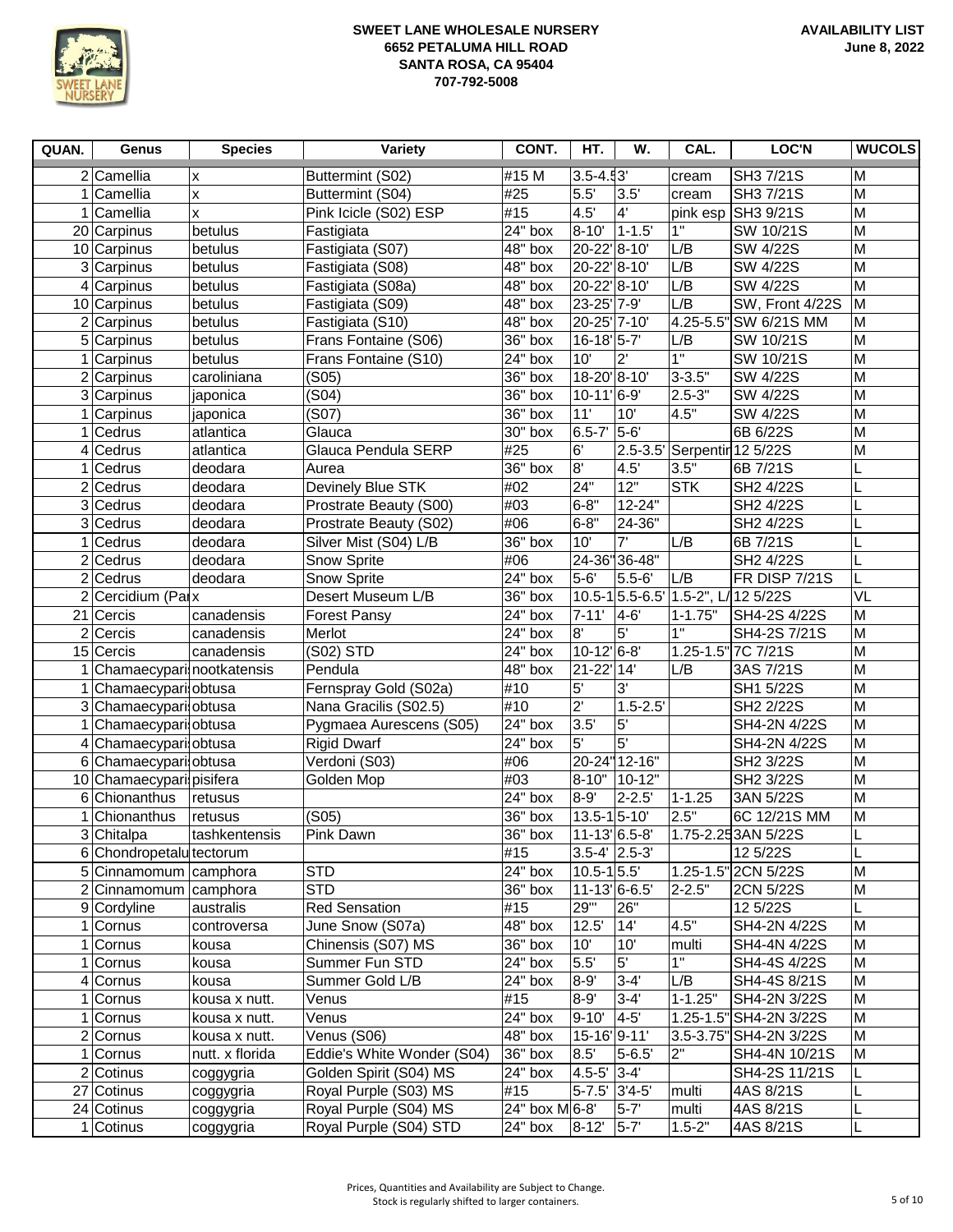**SWEET LANE WHOLESALE NURSERY**
**6652 PETALUMA HILL ROAD**
**SANTA ROSA, CA 95404**
**707-792-5008**

**AVAILABILITY LIST**
**June 8, 2022**

| QUAN. | Genus | Species | Variety | CONT. | HT. | W. | CAL. | LOC'N | WUCOLS |
|---|---|---|---|---|---|---|---|---|---|
| 2 | Camellia | x | Buttermint (S02) | #15 M | 3.5-4.5' | 3' | cream | SH3 7/21S | M |
| 1 | Camellia | x | Buttermint (S04) | #25 | 5.5' | 3.5' | cream | SH3 7/21S | M |
| 1 | Camellia | x | Pink Icicle (S02) ESP | #15 | 4.5' | 4' | pink esp | SH3 9/21S | M |
| 20 | Carpinus | betulus | Fastigiata | 24" box | 8-10' | 1-1.5' | 1" | SW 10/21S | M |
| 10 | Carpinus | betulus | Fastigiata (S07) | 48" box | 20-22' | 8-10' | L/B | SW 4/22S | M |
| 3 | Carpinus | betulus | Fastigiata (S08) | 48" box | 20-22' | 8-10' | L/B | SW 4/22S | M |
| 4 | Carpinus | betulus | Fastigiata (S08a) | 48" box | 20-22' | 8-10' | L/B | SW 4/22S | M |
| 10 | Carpinus | betulus | Fastigiata (S09) | 48" box | 23-25' | 7-9' | L/B | SW, Front 4/22S | M |
| 2 | Carpinus | betulus | Fastigiata (S10) | 48" box | 20-25' | 7-10' | 4.25-5.5" | SW 6/21S MM | M |
| 5 | Carpinus | betulus | Frans Fontaine (S06) | 36" box | 16-18' | 5-7' | L/B | SW 10/21S | M |
| 1 | Carpinus | betulus | Frans Fontaine (S10) | 24" box | 10' | 2' | 1" | SW 10/21S | M |
| 2 | Carpinus | caroliniana | (S05) | 36" box | 18-20' | 8-10' | 3-3.5" | SW 4/22S | M |
| 3 | Carpinus | japonica | (S04) | 36" box | 10-11' | 6-9' | 2.5-3" | SW 4/22S | M |
| 1 | Carpinus | japonica | (S07) | 36" box | 11' | 10' | 4.5" | SW 4/22S | M |
| 1 | Cedrus | atlantica | Glauca | 30" box | 6.5-7' | 5-6' | | 6B 6/22S | M |
| 4 | Cedrus | atlantica | Glauca Pendula SERP | #25 | 6' | 2.5-3.5' | Serpentir | 12 5/22S | M |
| 1 | Cedrus | deodara | Aurea | 36" box | 8' | 4.5' | 3.5" | 6B 7/21S | L |
| 2 | Cedrus | deodara | Devinely Blue STK | #02 | 24" | 12" | STK | SH2 4/22S | L |
| 3 | Cedrus | deodara | Prostrate Beauty (S00) | #03 | 6-8" | 12-24" | | SH2 4/22S | L |
| 3 | Cedrus | deodara | Prostrate Beauty (S02) | #06 | 6-8" | 24-36" | | SH2 4/22S | L |
| 1 | Cedrus | deodara | Silver Mist (S04) L/B | 36" box | 10' | 7' | L/B | 6B 7/21S | L |
| 2 | Cedrus | deodara | Snow Sprite | #06 | 24-36" | 36-48" | | SH2 4/22S | L |
| 2 | Cedrus | deodara | Snow Sprite | 24" box | 5-6' | 5.5-6' | L/B | FR DISP 7/21S | L |
| 2 | Cercidium (Par | x | Desert Museum L/B | 36" box | 10.5-1 | 5.5-6.5' | 1.5-2", L/ | 12 5/22S | VL |
| 21 | Cercis | canadensis | Forest Pansy | 24" box | 7-11' | 4-6' | 1-1.75" | SH4-2S 4/22S | M |
| 2 | Cercis | canadensis | Merlot | 24" box | 8' | 5' | 1" | SH4-2S 7/21S | M |
| 15 | Cercis | canadensis | (S02) STD | 24" box | 10-12' | 6-8' | 1.25-1.5" | 7C 7/21S | M |
| 1 | Chamaecypari | nootkatensis | Pendula | 48" box | 21-22' | 14' | L/B | 3AS 7/21S | M |
| 1 | Chamaecypari | obtusa | Fernspray Gold (S02a) | #10 | 5' | 3' | | SH1 5/22S | M |
| 3 | Chamaecypari | obtusa | Nana Gracilis (S02.5) | #10 | 2' | 1.5-2.5' | | SH2 2/22S | M |
| 1 | Chamaecypari | obtusa | Pygmaea Aurescens (S05) | 24" box | 3.5' | 5' | | SH4-2N 4/22S | M |
| 4 | Chamaecypari | obtusa | Rigid Dwarf | 24" box | 5' | 5' | | SH4-2N 4/22S | M |
| 6 | Chamaecypari | obtusa | Verdoni (S03) | #06 | 20-24" | 12-16" | | SH2 3/22S | M |
| 10 | Chamaecypari | pisifera | Golden Mop | #03 | 8-10" | 10-12" | | SH2 3/22S | M |
| 6 | Chionanthus | retusus | | 24" box | 8-9' | 2-2.5' | 1-1.25 | 3AN 5/22S | M |
| 1 | Chionanthus | retusus | (S05) | 36" box | 13.5-1 | 5-10' | 2.5" | 6C 12/21S MM | M |
| 3 | Chitalpa | tashkentensis | Pink Dawn | 36" box | 11-13' | 6.5-8' | 1.75-2.25 | 3AN 5/22S | L |
| 6 | Chondropetalu | tectorum | | #15 | 3.5-4' | 2.5-3' | | 12 5/22S | L |
| 5 | Cinnamomum | camphora | STD | 24" box | 10.5-1 | 5.5' | 1.25-1.5" | 2CN 5/22S | M |
| 2 | Cinnamomum | camphora | STD | 36" box | 11-13' | 6-6.5' | 2-2.5" | 2CN 5/22S | M |
| 9 | Cordyline | australis | Red Sensation | #15 | 29"' | 26" | | 12 5/22S | L |
| 1 | Cornus | controversa | June Snow (S07a) | 48" box | 12.5' | 14' | 4.5" | SH4-2N 4/22S | M |
| 1 | Cornus | kousa | Chinensis (S07) MS | 36" box | 10' | 10' | multi | SH4-4N 4/22S | M |
| 1 | Cornus | kousa | Summer Fun STD | 24" box | 5.5' | 5' | 1" | SH4-4S 4/22S | M |
| 4 | Cornus | kousa | Summer Gold L/B | 24" box | 8-9' | 3-4' | L/B | SH4-4S 8/21S | M |
| 1 | Cornus | kousa x nutt. | Venus | #15 | 8-9' | 3-4' | 1-1.25" | SH4-2N 3/22S | M |
| 1 | Cornus | kousa x nutt. | Venus | 24" box | 9-10' | 4-5' | 1.25-1.5" | SH4-2N 3/22S | M |
| 2 | Cornus | kousa x nutt. | Venus (S06) | 48" box | 15-16' | 9-11' | 3.5-3.75" | SH4-2N 3/22S | M |
| 1 | Cornus | nutt. x florida | Eddie's White Wonder (S04) | 36" box | 8.5' | 5-6.5' | 2" | SH4-4N 10/21S | M |
| 2 | Cotinus | coggygria | Golden Spirit (S04) MS | 24" box | 4.5-5' | 3-4' | | SH4-2S 11/21S | L |
| 27 | Cotinus | coggygria | Royal Purple (S03) MS | #15 | 5-7.5' | 3'4-5' | multi | 4AS 8/21S | L |
| 24 | Cotinus | coggygria | Royal Purple (S04) MS | 24" box M | 6-8' | 5-7' | multi | 4AS 8/21S | L |
| 1 | Cotinus | coggygria | Royal Purple (S04) STD | 24" box | 8-12' | 5-7' | 1.5-2" | 4AS 8/21S | L |

Prices, Quantities and Availability are Subject to Change.
Stock is regularly shifted to larger containers.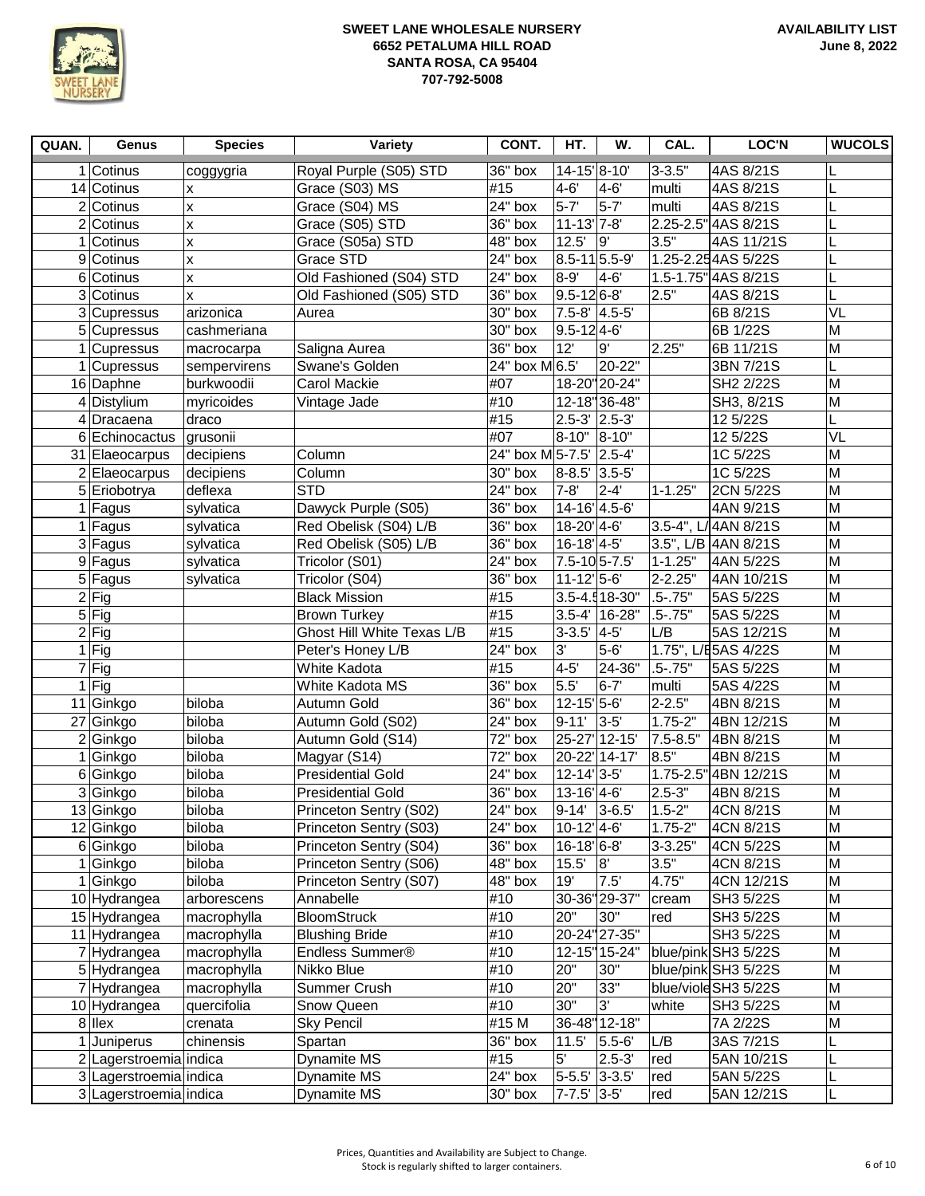**SWEET LANE WHOLESALE NURSERY**
**6652 PETALUMA HILL ROAD**
**SANTA ROSA, CA 95404**
**707-792-5008**

**AVAILABILITY LIST**
**June 8, 2022**

| QUAN. | Genus | Species | Variety | CONT. | HT. | W. | CAL. | LOC'N | WUCOLS |
|---|---|---|---|---|---|---|---|---|---|
| 1 | Cotinus | coggygria | Royal Purple (S05) STD | 36" box | 14-15' | 8-10' | 3-3.5" | 4AS 8/21S | L |
| 14 | Cotinus | x | Grace (S03) MS | #15 | 4-6' | 4-6' | multi | 4AS 8/21S | L |
| 2 | Cotinus | x | Grace (S04) MS | 24" box | 5-7' | 5-7' | multi | 4AS 8/21S | L |
| 2 | Cotinus | x | Grace (S05) STD | 36" box | 11-13' | 7-8' | 2.25-2.5" | 4AS 8/21S | L |
| 1 | Cotinus | x | Grace (S05a) STD | 48" box | 12.5' | 9' | 3.5" | 4AS 11/21S | L |
| 9 | Cotinus | x | Grace STD | 24" box | 8.5-11 | 5.5-9' | 1.25-2.25 | 4AS 5/22S | L |
| 6 | Cotinus | x | Old Fashioned (S04) STD | 24" box | 8-9' | 4-6' | 1.5-1.75" | 4AS 8/21S | L |
| 3 | Cotinus | x | Old Fashioned (S05) STD | 36" box | 9.5-12 | 6-8' | 2.5" | 4AS 8/21S | L |
| 3 | Cupressus | arizonica | Aurea | 30" box | 7.5-8' | 4.5-5' | | 6B 8/21S | VL |
| 5 | Cupressus | cashmeriana | | 30" box | 9.5-12 | 4-6' | | 6B 1/22S | M |
| 1 | Cupressus | macrocarpa | Saligna Aurea | 36" box | 12' | 9' | 2.25" | 6B 11/21S | M |
| 1 | Cupressus | sempervirens | Swane's Golden | 24" box M | 6.5' | 20-22" | | 3BN 7/21S | L |
| 16 | Daphne | burkwoodii | Carol Mackie | #07 | 18-20" | 20-24" | | SH2 2/22S | M |
| 4 | Distylium | myricoides | Vintage Jade | #10 | 12-18" | 36-48" | | SH3, 8/21S | M |
| 4 | Dracaena | draco | | #15 | 2.5-3' | 2.5-3' | | 12 5/22S | L |
| 6 | Echinocactus | grusonii | | #07 | 8-10" | 8-10" | | 12 5/22S | VL |
| 31 | Elaeocarpus | decipiens | Column | 24" box M | 5-7.5' | 2.5-4' | | 1C 5/22S | M |
| 2 | Elaeocarpus | decipiens | Column | 30" box | 8-8.5' | 3.5-5' | | 1C 5/22S | M |
| 5 | Eriobotrya | deflexa | STD | 24" box | 7-8' | 2-4' | 1-1.25" | 2CN 5/22S | M |
| 1 | Fagus | sylvatica | Dawyck Purple (S05) | 36" box | 14-16' | 4.5-6' | | 4AN 9/21S | M |
| 1 | Fagus | sylvatica | Red Obelisk (S04) L/B | 36" box | 18-20' | 4-6' | 3.5-4", L/ | 4AN 8/21S | M |
| 3 | Fagus | sylvatica | Red Obelisk (S05) L/B | 36" box | 16-18' | 4-5' | 3.5", L/B | 4AN 8/21S | M |
| 9 | Fagus | sylvatica | Tricolor (S01) | 24" box | 7.5-10 | 5-7.5' | 1-1.25" | 4AN 5/22S | M |
| 5 | Fagus | sylvatica | Tricolor (S04) | 36" box | 11-12' | 5-6' | 2-2.25" | 4AN 10/21S | M |
| 2 | Fig | | Black Mission | #15 | 3.5-4.5 | 18-30" | .5-.75" | 5AS 5/22S | M |
| 5 | Fig | | Brown Turkey | #15 | 3.5-4' | 16-28" | .5-.75" | 5AS 5/22S | M |
| 2 | Fig | | Ghost Hill White Texas L/B | #15 | 3-3.5' | 4-5' | L/B | 5AS 12/21S | M |
| 1 | Fig | | Peter's Honey L/B | 24" box | 3' | 5-6' | 1.75", L/B | 5AS 4/22S | M |
| 7 | Fig | | White Kadota | #15 | 4-5' | 24-36" | .5-.75" | 5AS 5/22S | M |
| 1 | Fig | | White Kadota MS | 36" box | 5.5' | 6-7' | multi | 5AS 4/22S | M |
| 11 | Ginkgo | biloba | Autumn Gold | 36" box | 12-15' | 5-6' | 2-2.5" | 4BN 8/21S | M |
| 27 | Ginkgo | biloba | Autumn Gold (S02) | 24" box | 9-11' | 3-5' | 1.75-2" | 4BN 12/21S | M |
| 2 | Ginkgo | biloba | Autumn Gold (S14) | 72" box | 25-27' | 12-15' | 7.5-8.5" | 4BN 8/21S | M |
| 1 | Ginkgo | biloba | Magyar (S14) | 72" box | 20-22' | 14-17' | 8.5" | 4BN 8/21S | M |
| 6 | Ginkgo | biloba | Presidential Gold | 24" box | 12-14' | 3-5' | 1.75-2.5" | 4BN 12/21S | M |
| 3 | Ginkgo | biloba | Presidential Gold | 36" box | 13-16' | 4-6' | 2.5-3" | 4BN 8/21S | M |
| 13 | Ginkgo | biloba | Princeton Sentry (S02) | 24" box | 9-14' | 3-6.5' | 1.5-2" | 4CN 8/21S | M |
| 12 | Ginkgo | biloba | Princeton Sentry (S03) | 24" box | 10-12' | 4-6' | 1.75-2" | 4CN 8/21S | M |
| 6 | Ginkgo | biloba | Princeton Sentry (S04) | 36" box | 16-18' | 6-8' | 3-3.25" | 4CN 5/22S | M |
| 1 | Ginkgo | biloba | Princeton Sentry (S06) | 48" box | 15.5' | 8' | 3.5" | 4CN 8/21S | M |
| 1 | Ginkgo | biloba | Princeton Sentry (S07) | 48" box | 19' | 7.5' | 4.75" | 4CN 12/21S | M |
| 10 | Hydrangea | arborescens | Annabelle | #10 | 30-36" | 29-37" | cream | SH3 5/22S | M |
| 15 | Hydrangea | macrophylla | BloomStruck | #10 | 20" | 30" | red | SH3 5/22S | M |
| 11 | Hydrangea | macrophylla | Blushing Bride | #10 | 20-24" | 27-35" | | SH3 5/22S | M |
| 7 | Hydrangea | macrophylla | Endless Summer® | #10 | 12-15" | 15-24" | blue/pink | SH3 5/22S | M |
| 5 | Hydrangea | macrophylla | Nikko Blue | #10 | 20" | 30" | blue/pink | SH3 5/22S | M |
| 7 | Hydrangea | macrophylla | Summer Crush | #10 | 20" | 33" | blue/viole | SH3 5/22S | M |
| 10 | Hydrangea | quercifolia | Snow Queen | #10 | 30" | 3' | white | SH3 5/22S | M |
| 8 | Ilex | crenata | Sky Pencil | #15 M | 36-48" | 12-18" | | 7A 2/22S | M |
| 1 | Juniperus | chinensis | Spartan | 36" box | 11.5' | 5.5-6' | L/B | 3AS 7/21S | L |
| 2 | Lagerstroemia | indica | Dynamite MS | #15 | 5' | 2.5-3' | red | 5AN 10/21S | L |
| 3 | Lagerstroemia | indica | Dynamite MS | 24" box | 5-5.5' | 3-3.5' | red | 5AN 5/22S | L |
| 3 | Lagerstroemia | indica | Dynamite MS | 30" box | 7-7.5' | 3-5' | red | 5AN 12/21S | L |

Prices, Quantities and Availability are Subject to Change.
Stock is regularly shifted to larger containers.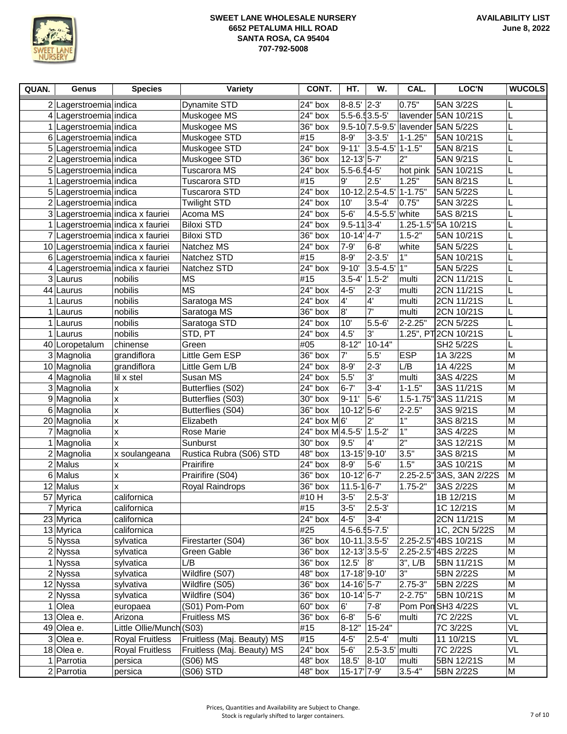**SWEET LANE WHOLESALE NURSERY**
**6652 PETALUMA HILL ROAD**
**SANTA ROSA, CA 95404**
**707-792-5008**

**AVAILABILITY LIST**
**June 8, 2022**

| QUAN. | Genus | Species | Variety | CONT. | HT. | W. | CAL. | LOC'N | WUCOLS |
|---|---|---|---|---|---|---|---|---|---|
| 2 | Lagerstroemia | indica | Dynamite STD | 24" box | 8-8.5' | 2-3' | 0.75" | 5AN 3/22S | L |
| 4 | Lagerstroemia | indica | Muskogee MS | 24" box | 5.5-6.5 | 3.5-5' | lavender | 5AN 10/21S | L |
| 1 | Lagerstroemia | indica | Muskogee MS | 36" box | 9.5-10 | 7.5-9.5' | lavender | 5AN 5/22S | L |
| 6 | Lagerstroemia | indica | Muskogee STD | #15 | 8-9' | 3-3.5' | 1-1.25" | 5AN 10/21S | L |
| 5 | Lagerstroemia | indica | Muskogee STD | 24" box | 9-11' | 3.5-4.5' | 1-1.5" | 5AN 8/21S | L |
| 2 | Lagerstroemia | indica | Muskogee STD | 36" box | 12-13' | 5-7' | 2" | 5AN 9/21S | L |
| 5 | Lagerstroemia | indica | Tuscarora MS | 24" box | 5.5-6.5 | 4-5' | hot pink | 5AN 10/21S | L |
| 1 | Lagerstroemia | indica | Tuscarora STD | #15 | 9' | 2.5' | 1.25" | 5AN 8/21S | L |
| 5 | Lagerstroemia | indica | Tuscarora STD | 24" box | 10-12. | 2.5-4.5' | 1-1.75" | 5AN 5/22S | L |
| 2 | Lagerstroemia | indica | Twilight STD | 24" box | 10' | 3.5-4' | 0.75" | 5AN 3/22S | L |
| 3 | Lagerstroemia | indica x fauriei | Acoma MS | 24" box | 5-6' | 4.5-5.5' | white | 5AS 8/21S | L |
| 1 | Lagerstroemia | indica x fauriei | Biloxi STD | 24" box | 9.5-11 | 3-4' | 1.25-1.5" | 5A 10/21S | L |
| 7 | Lagerstroemia | indica x fauriei | Biloxi STD | 36" box | 10-14' | 4-7' | 1.5-2" | 5AN 10/21S | L |
| 10 | Lagerstroemia | indica x fauriei | Natchez MS | 24" box | 7-9' | 6-8' | white | 5AN 5/22S | L |
| 6 | Lagerstroemia | indica x fauriei | Natchez STD | #15 | 8-9' | 2-3.5' | 1" | 5AN 10/21S | L |
| 4 | Lagerstroemia | indica x fauriei | Natchez STD | 24" box | 9-10' | 3.5-4.5' | 1" | 5AN 5/22S | L |
| 3 | Laurus | nobilis | MS | #15 | 3.5-4' | 1.5-2' | multi | 2CN 11/21S | L |
| 44 | Laurus | nobilis | MS | 24" box | 4-5' | 2-3' | multi | 2CN 11/21S | L |
| 1 | Laurus | nobilis | Saratoga MS | 24" box | 4' | 4' | multi | 2CN 11/21S | L |
| 1 | Laurus | nobilis | Saratoga MS | 36" box | 8' | 7' | multi | 2CN 10/21S | L |
| 1 | Laurus | nobilis | Saratoga STD | 24" box | 10' | 5.5-6' | 2-2.25" | 2CN 5/22S | L |
| 1 | Laurus | nobilis | STD, PT | 24" box | 4.5' | 3' | 1.25", PT | 2CN 10/21S | L |
| 40 | Loropetalum | chinense | Green | #05 | 8-12" | 10-14" | | SH2 5/22S | L |
| 3 | Magnolia | grandiflora | Little Gem ESP | 36" box | 7' | 5.5' | ESP | 1A 3/22S | M |
| 10 | Magnolia | grandiflora | Little Gem L/B | 24" box | 8-9' | 2-3' | L/B | 1A 4/22S | M |
| 4 | Magnolia | lil x stel | Susan MS | 24" box | 5.5' | 3' | multi | 3AS 4/22S | M |
| 3 | Magnolia | x | Butterflies (S02) | 24" box | 6-7' | 3-4' | 1-1.5" | 3AS 11/21S | M |
| 9 | Magnolia | x | Butterflies (S03) | 30" box | 9-11' | 5-6' | 1.5-1.75" | 3AS 11/21S | M |
| 6 | Magnolia | x | Butterflies (S04) | 36" box | 10-12' | 5-6' | 2-2.5" | 3AS 9/21S | M |
| 20 | Magnolia | x | Elizabeth | 24" box M | 6' | 2' | 1" | 3AS 8/21S | M |
| 7 | Magnolia | x | Rose Marie | 24" box M | 4.5-5' | 1.5-2' | 1" | 3AS 4/22S | M |
| 1 | Magnolia | x | Sunburst | 30" box | 9.5' | 4' | 2" | 3AS 12/21S | M |
| 2 | Magnolia | x soulangeana | Rustica Rubra (S06) STD | 48" box | 13-15' | 9-10' | 3.5" | 3AS 8/21S | M |
| 2 | Malus | x | Prairifire | 24" box | 8-9' | 5-6' | 1.5" | 3AS 10/21S | M |
| 6 | Malus | x | Prairifire (S04) | 36" box | 10-12' | 6-7' | 2.25-2.5" | 3AS, 3AN 2/22S | M |
| 12 | Malus | x | Royal Raindrops | 36" box | 11.5-1 | 6-7' | 1.75-2" | 3AS 2/22S | M |
| 57 | Myrica | californica | | #10 H | 3-5' | 2.5-3' | | 1B 12/21S | M |
| 7 | Myrica | californica | | #15 | 3-5' | 2.5-3' | | 1C 12/21S | M |
| 23 | Myrica | californica | | 24" box | 4-5' | 3-4' | | 2CN 11/21S | M |
| 13 | Myrica | californica | | #25 | 4.5-6.5 | 5-7.5' | | 1C, 2CN 5/22S | M |
| 5 | Nyssa | sylvatica | Firestarter (S04) | 36" box | 10-11. | 3.5-5' | 2.25-2.5" | 4BS 10/21S | M |
| 2 | Nyssa | sylvatica | Green Gable | 36" box | 12-13' | 3.5-5' | 2.25-2.5" | 4BS 2/22S | M |
| 1 | Nyssa | sylvatica | L/B | 36" box | 12.5' | 8' | 3", L/B | 5BN 11/21S | M |
| 2 | Nyssa | sylvatica | Wildfire (S07) | 48" box | 17-18' | 9-10' | 3" | 5BN 2/22S | M |
| 12 | Nyssa | sylvativa | Wildfire (S05) | 36" box | 14-16' | 5-7' | 2.75-3" | 5BN 2/22S | M |
| 2 | Nyssa | sylvatica | Wildfire (S04) | 36" box | 10-14' | 5-7' | 2-2.75" | 5BN 10/21S | M |
| 1 | Olea | europaea | (S01) Pom-Pom | 60" box | 6' | 7-8' | Pom Pon | SH3 4/22S | VL |
| 13 | Olea e. | Arizona | Fruitless MS | 36" box | 6-8' | 5-6' | multi | 7C 2/22S | VL |
| 49 | Olea e. | Little Ollie/Munch | (S03) | #15 | 8-12" | 15-24" | | 7C 3/22S | VL |
| 3 | Olea e. | Royal Fruitless | Fruitless (Maj. Beauty) MS | #15 | 4-5' | 2.5-4' | multi | 11 10/21S | VL |
| 18 | Olea e. | Royal Fruitless | Fruitless (Maj. Beauty) MS | 24" box | 5-6' | 2.5-3.5' | multi | 7C 2/22S | VL |
| 1 | Parrotia | persica | (S06) MS | 48" box | 18.5' | 8-10' | multi | 5BN 12/21S | M |
| 2 | Parrotia | persica | (S06) STD | 48" box | 15-17' | 7-9' | 3.5-4" | 5BN 2/22S | M |

Prices, Quantities and Availability are Subject to Change.
Stock is regularly shifted to larger containers.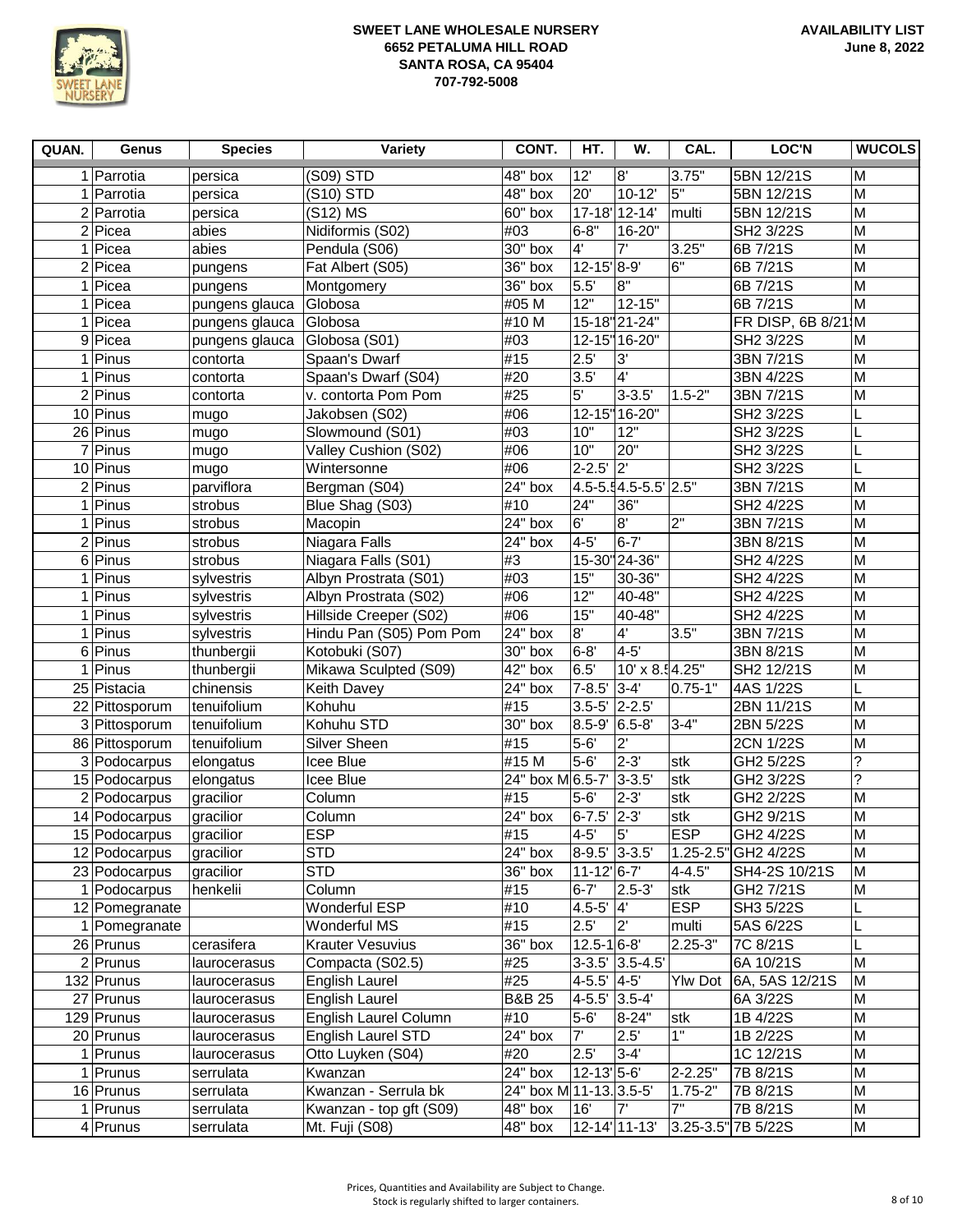**SWEET LANE WHOLESALE NURSERY**
**6652 PETALUMA HILL ROAD**
**SANTA ROSA, CA 95404**
**707-792-5008**

**AVAILABILITY LIST**
**June 8, 2022**

| QUAN. | Genus | Species | Variety | CONT. | HT. | W. | CAL. | LOC'N | WUCOLS |
|---|---|---|---|---|---|---|---|---|---|
| 1 | Parrotia | persica | (S09) STD | 48" box | 12' | 8' | 3.75" | 5BN 12/21S | M |
| 1 | Parrotia | persica | (S10) STD | 48" box | 20' | 10-12' | 5" | 5BN 12/21S | M |
| 2 | Parrotia | persica | (S12) MS | 60" box | 17-18' | 12-14' | multi | 5BN 12/21S | M |
| 2 | Picea | abies | Nidiformis (S02) | #03 | 6-8" | 16-20" | | SH2 3/22S | M |
| 1 | Picea | abies | Pendula (S06) | 30" box | 4' | 7' | 3.25" | 6B 7/21S | M |
| 2 | Picea | pungens | Fat Albert (S05) | 36" box | 12-15' | 8-9' | 6" | 6B 7/21S | M |
| 1 | Picea | pungens | Montgomery | 36" box | 5.5' | 8" | | 6B 7/21S | M |
| 1 | Picea | pungens glauca | Globosa | #05 M | 12" | 12-15" | | 6B 7/21S | M |
| 1 | Picea | pungens glauca | Globosa | #10 M | 15-18" | 21-24" | | FR DISP, 6B 8/21 | M |
| 9 | Picea | pungens glauca | Globosa (S01) | #03 | 12-15" | 16-20" | | SH2 3/22S | M |
| 1 | Pinus | contorta | Spaan's Dwarf | #15 | 2.5' | 3' | | 3BN 7/21S | M |
| 1 | Pinus | contorta | Spaan's Dwarf (S04) | #20 | 3.5' | 4' | | 3BN 4/22S | M |
| 2 | Pinus | contorta | v. contorta Pom Pom | #25 | 5' | 3-3.5' | 1.5-2" | 3BN 7/21S | M |
| 10 | Pinus | mugo | Jakobsen (S02) | #06 | 12-15" | 16-20" | | SH2 3/22S | L |
| 26 | Pinus | mugo | Slowmound (S01) | #03 | 10" | 12" | | SH2 3/22S | L |
| 7 | Pinus | mugo | Valley Cushion (S02) | #06 | 10" | 20" | | SH2 3/22S | L |
| 10 | Pinus | mugo | Wintersonne | #06 | 2-2.5' | 2' | | SH2 3/22S | L |
| 2 | Pinus | parviflora | Bergman (S04) | 24" box | 4.5-5.5' | 4.5-5.5' | 2.5" | 3BN 7/21S | M |
| 1 | Pinus | strobus | Blue Shag (S03) | #10 | 24" | 36" | | SH2 4/22S | M |
| 1 | Pinus | strobus | Macopin | 24" box | 6' | 8' | 2" | 3BN 7/21S | M |
| 2 | Pinus | strobus | Niagara Falls | 24" box | 4-5' | 6-7' | | 3BN 8/21S | M |
| 6 | Pinus | strobus | Niagara Falls (S01) | #3 | 15-30" | 24-36" | | SH2 4/22S | M |
| 1 | Pinus | sylvestris | Albyn Prostrata (S01) | #03 | 15" | 30-36" | | SH2 4/22S | M |
| 1 | Pinus | sylvestris | Albyn Prostrata (S02) | #06 | 12" | 40-48" | | SH2 4/22S | M |
| 1 | Pinus | sylvestris | Hillside Creeper (S02) | #06 | 15" | 40-48" | | SH2 4/22S | M |
| 1 | Pinus | sylvestris | Hindu Pan (S05) Pom Pom | 24" box | 8' | 4' | 3.5" | 3BN 7/21S | M |
| 6 | Pinus | thunbergii | Kotobuki (S07) | 30" box | 6-8' | 4-5' | | 3BN 8/21S | M |
| 1 | Pinus | thunbergii | Mikawa Sculpted (S09) | 42" box | 6.5' | 10' x 8.5' | 4.25" | SH2 12/21S | M |
| 25 | Pistacia | chinensis | Keith Davey | 24" box | 7-8.5' | 3-4' | 0.75-1" | 4AS 1/22S | L |
| 22 | Pittosporum | tenuifolium | Kohuhu | #15 | 3.5-5' | 2-2.5' | | 2BN 11/21S | M |
| 3 | Pittosporum | tenuifolium | Kohuhu STD | 30" box | 8.5-9' | 6.5-8' | 3-4" | 2BN 5/22S | M |
| 86 | Pittosporum | tenuifolium | Silver Sheen | #15 | 5-6' | 2' | | 2CN 1/22S | M |
| 3 | Podocarpus | elongatus | Icee Blue | #15 M | 5-6' | 2-3' | stk | GH2 5/22S | ? |
| 15 | Podocarpus | elongatus | Icee Blue | 24" box M | 6.5-7' | 3-3.5' | stk | GH2 3/22S | ? |
| 2 | Podocarpus | gracilior | Column | #15 | 5-6' | 2-3' | stk | GH2 2/22S | M |
| 14 | Podocarpus | gracilior | Column | 24" box | 6-7.5' | 2-3' | stk | GH2 9/21S | M |
| 15 | Podocarpus | gracilior | ESP | #15 | 4-5' | 5' | ESP | GH2 4/22S | M |
| 12 | Podocarpus | gracilior | STD | 24" box | 8-9.5' | 3-3.5' | 1.25-2.5" | GH2 4/22S | M |
| 23 | Podocarpus | gracilior | STD | 36" box | 11-12' | 6-7' | 4-4.5" | SH4-2S 10/21S | M |
| 1 | Podocarpus | henkelii | Column | #15 | 6-7' | 2.5-3' | stk | GH2 7/21S | M |
| 12 | Pomegranate | | Wonderful ESP | #10 | 4.5-5' | 4' | ESP | SH3 5/22S | L |
| 1 | Pomegranate | | Wonderful MS | #15 | 2.5' | 2' | multi | 5AS 6/22S | L |
| 26 | Prunus | cerasifera | Krauter Vesuvius | 36" box | 12.5-1 | 6-8' | 2.25-3" | 7C 8/21S | L |
| 2 | Prunus | laurocerasus | Compacta (S02.5) | #25 | 3-3.5' | 3.5-4.5' | | 6A 10/21S | M |
| 132 | Prunus | laurocerasus | English Laurel | #25 | 4-5.5' | 4-5' | Ylw Dot | 6A, 5AS 12/21S | M |
| 27 | Prunus | laurocerasus | English Laurel | B&B 25 | 4-5.5' | 3.5-4' | | 6A 3/22S | M |
| 129 | Prunus | laurocerasus | English Laurel Column | #10 | 5-6' | 8-24" | stk | 1B 4/22S | M |
| 20 | Prunus | laurocerasus | English Laurel STD | 24" box | 7' | 2.5' | 1" | 1B 2/22S | M |
| 1 | Prunus | laurocerasus | Otto Luyken (S04) | #20 | 2.5' | 3-4' | | 1C 12/21S | M |
| 1 | Prunus | serrulata | Kwanzan | 24" box | 12-13' | 5-6' | 2-2.25" | 7B 8/21S | M |
| 16 | Prunus | serrulata | Kwanzan - Serrula bk | 24" box M | 11-13. | 3.5-5' | 1.75-2" | 7B 8/21S | M |
| 1 | Prunus | serrulata | Kwanzan - top gft (S09) | 48" box | 16' | 7' | 7" | 7B 8/21S | M |
| 4 | Prunus | serrulata | Mt. Fuji (S08) | 48" box | 12-14' | 11-13' | 3.25-3.5" | 7B 5/22S | M |

Prices, Quantities and Availability are Subject to Change.
Stock is regularly shifted to larger containers.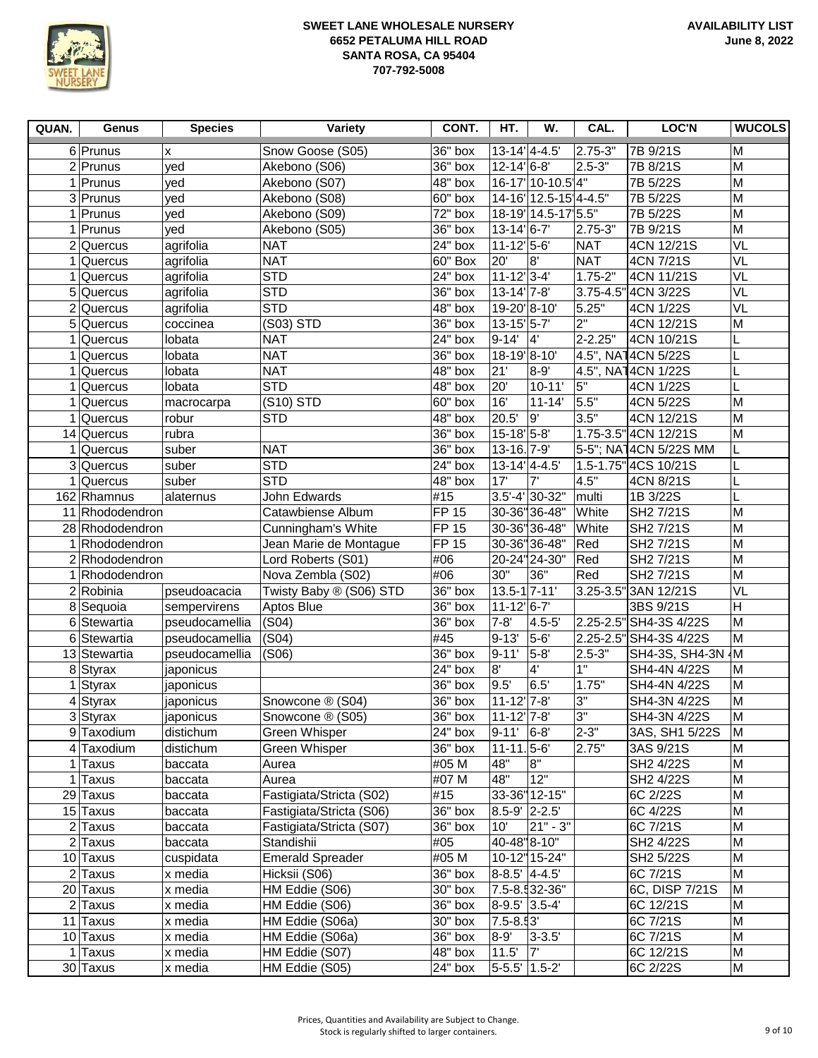**SWEET LANE WHOLESALE NURSERY**
**6652 PETALUMA HILL ROAD**
**SANTA ROSA, CA 95404**
**707-792-5008**

**AVAILABILITY LIST**
**June 8, 2022**

| QUAN. | Genus | Species | Variety | CONT. | HT. | W. | CAL. | LOC'N | WUCOLS |
|---|---|---|---|---|---|---|---|---|---|
| 6 | Prunus | x | Snow Goose (S05) | 36" box | 13-14' | 4-4.5' | 2.75-3" | 7B 9/21S | M |
| 2 | Prunus | yed | Akebono (S06) | 36" box | 12-14' | 6-8' | 2.5-3" | 7B 8/21S | M |
| 1 | Prunus | yed | Akebono (S07) | 48" box | 16-17' | 10-10.5' | 4" | 7B 5/22S | M |
| 3 | Prunus | yed | Akebono (S08) | 60" box | 14-16' | 12.5-15' | 4-4.5" | 7B 5/22S | M |
| 1 | Prunus | yed | Akebono (S09) | 72" box | 18-19' | 14.5-17' | 5.5" | 7B 5/22S | M |
| 1 | Prunus | yed | Akebono (S05) | 36" box | 13-14' | 6-7' | 2.75-3" | 7B 9/21S | M |
| 2 | Quercus | agrifolia | NAT | 24" box | 11-12' | 5-6' | NAT | 4CN 12/21S | VL |
| 1 | Quercus | agrifolia | NAT | 60" Box | 20' | 8' | NAT | 4CN 7/21S | VL |
| 1 | Quercus | agrifolia | STD | 24" box | 11-12' | 3-4' | 1.75-2" | 4CN 11/21S | VL |
| 5 | Quercus | agrifolia | STD | 36" box | 13-14' | 7-8' | 3.75-4.5" | 4CN 3/22S | VL |
| 2 | Quercus | agrifolia | STD | 48" box | 19-20' | 8-10' | 5.25" | 4CN 1/22S | VL |
| 5 | Quercus | coccinea | (S03) STD | 36" box | 13-15' | 5-7' | 2" | 4CN 12/21S | M |
| 1 | Quercus | lobata | NAT | 24" box | 9-14' | 4' | 2-2.25" | 4CN 10/21S | L |
| 1 | Quercus | lobata | NAT | 36" box | 18-19' | 8-10' | 4.5", NAT | 4CN 5/22S | L |
| 1 | Quercus | lobata | NAT | 48" box | 21' | 8-9' | 4.5", NAT | 4CN 1/22S | L |
| 1 | Quercus | lobata | STD | 48" box | 20' | 10-11' | 5" | 4CN 1/22S | L |
| 1 | Quercus | macrocarpa | (S10) STD | 60" box | 16' | 11-14' | 5.5" | 4CN 5/22S | M |
| 1 | Quercus | robur | STD | 48" box | 20.5' | 9' | 3.5" | 4CN 12/21S | M |
| 14 | Quercus | rubra | | 36" box | 15-18' | 5-8' | 1.75-3.5" | 4CN 12/21S | M |
| 1 | Quercus | suber | NAT | 36" box | 13-16. | 7-9' | 5-5"; NAT | 4CN 5/22S MM | L |
| 3 | Quercus | suber | STD | 24" box | 13-14' | 4-4.5' | 1.5-1.75" | 4CS 10/21S | L |
| 1 | Quercus | suber | STD | 48" box | 17' | 7' | 4.5" | 4CN 8/21S | L |
| 162 | Rhamnus | alaternus | John Edwards | #15 | 3.5'-4' | 30-32" | multi | 1B 3/22S | L |
| 11 | Rhododendron | | Catawbiense Album | FP 15 | 30-36" | 36-48" | White | SH2 7/21S | M |
| 28 | Rhododendron | | Cunningham's White | FP 15 | 30-36" | 36-48" | White | SH2 7/21S | M |
| 1 | Rhododendron | | Jean Marie de Montague | FP 15 | 30-36" | 36-48" | Red | SH2 7/21S | M |
| 2 | Rhododendron | | Lord Roberts (S01) | #06 | 20-24" | 24-30" | Red | SH2 7/21S | M |
| 1 | Rhododendron | | Nova Zembla (S02) | #06 | 30" | 36" | Red | SH2 7/21S | M |
| 2 | Robinia | pseudoacacia | Twisty Baby ® (S06) STD | 36" box | 13.5-1 | 7-11' | 3.25-3.5" | 3AN 12/21S | VL |
| 8 | Sequoia | sempervirens | Aptos Blue | 36" box | 11-12' | 6-7' | | 3BS 9/21S | H |
| 6 | Stewartia | pseudocamellia | (S04) | 36" box | 7-8' | 4.5-5' | 2.25-2.5" | SH4-3S 4/22S | M |
| 6 | Stewartia | pseudocamellia | (S04) | #45 | 9-13' | 5-6' | 2.25-2.5" | SH4-3S 4/22S | M |
| 13 | Stewartia | pseudocamellia | (S06) | 36" box | 9-11' | 5-8' | 2.5-3" | SH4-3S, SH4-3N 4 | M |
| 8 | Styrax | japonicus | | 24" box | 8' | 4' | 1" | SH4-4N 4/22S | M |
| 1 | Styrax | japonicus | | 36" box | 9.5' | 6.5' | 1.75" | SH4-4N 4/22S | M |
| 4 | Styrax | japonicus | Snowcone ® (S04) | 36" box | 11-12' | 7-8' | 3" | SH4-3N 4/22S | M |
| 3 | Styrax | japonicus | Snowcone ® (S05) | 36" box | 11-12' | 7-8' | 3" | SH4-3N 4/22S | M |
| 9 | Taxodium | distichum | Green Whisper | 24" box | 9-11' | 6-8' | 2-3" | 3AS, SH1 5/22S | M |
| 4 | Taxodium | distichum | Green Whisper | 36" box | 11-11. | 5-6' | 2.75" | 3AS 9/21S | M |
| 1 | Taxus | baccata | Aurea | #05 M | 48" | 8" | | SH2 4/22S | M |
| 1 | Taxus | baccata | Aurea | #07 M | 48" | 12" | | SH2 4/22S | M |
| 29 | Taxus | baccata | Fastigiata/Stricta (S02) | #15 | 33-36" | 12-15" | | 6C 2/22S | M |
| 15 | Taxus | baccata | Fastigiata/Stricta (S06) | 36" box | 8.5-9' | 2-2.5' | | 6C 4/22S | M |
| 2 | Taxus | baccata | Fastigiata/Stricta (S07) | 36" box | 10' | 21" - 3' | | 6C 7/21S | M |
| 2 | Taxus | baccata | Standishii | #05 | 40-48" | 8-10" | | SH2 4/22S | M |
| 10 | Taxus | cuspidata | Emerald Spreader | #05 M | 10-12" | 15-24" | | SH2 5/22S | M |
| 2 | Taxus | x media | Hicksii (S06) | 36" box | 8-8.5' | 4-4.5' | | 6C 7/21S | M |
| 20 | Taxus | x media | HM Eddie (S06) | 30" box | 7.5-8.5 | 32-36" | | 6C, DISP 7/21S | M |
| 2 | Taxus | x media | HM Eddie (S06) | 36" box | 8-9.5' | 3.5-4' | | 6C 12/21S | M |
| 11 | Taxus | x media | HM Eddie (S06a) | 30" box | 7.5-8.5 | 3' | | 6C 7/21S | M |
| 10 | Taxus | x media | HM Eddie (S06a) | 36" box | 8-9' | 3-3.5' | | 6C 7/21S | M |
| 1 | Taxus | x media | HM Eddie (S07) | 48" box | 11.5' | 7' | | 6C 12/21S | M |
| 30 | Taxus | x media | HM Eddie (S05) | 24" box | 5-5.5' | 1.5-2' | | 6C 2/22S | M |

Prices, Quantities and Availability are Subject to Change.
Stock is regularly shifted to larger containers.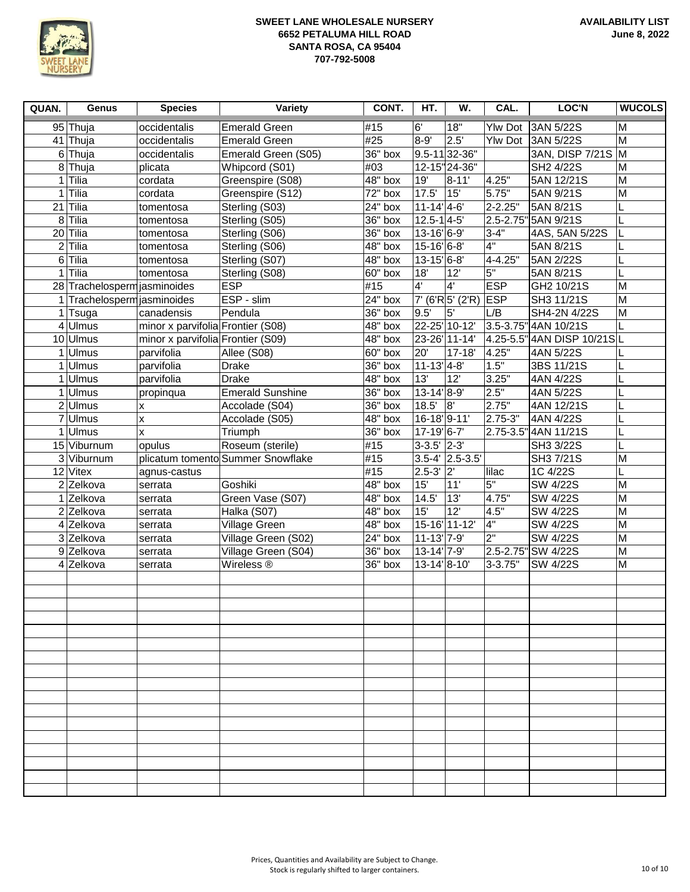**SWEET LANE WHOLESALE NURSERY**
**6652 PETALUMA HILL ROAD**
**SANTA ROSA, CA 95404**
**707-792-5008**

**AVAILABILITY LIST**
**June 8, 2022**

| QUAN. | Genus | Species | Variety | CONT. | HT. | W. | CAL. | LOC'N | WUCOLS |
|---|---|---|---|---|---|---|---|---|---|
| 95 | Thuja | occidentalis | Emerald Green | #15 | 6' | 18" | Ylw Dot | 3AN 5/22S | M |
| 41 | Thuja | occidentalis | Emerald Green | #25 | 8-9' | 2.5' | Ylw Dot | 3AN 5/22S | M |
| 6 | Thuja | occidentalis | Emerald Green (S05) | 36" box | 9.5-11 | 32-36" | | 3AN, DISP 7/21S | M |
| 8 | Thuja | plicata | Whipcord (S01) | #03 | 12-15" | 24-36" | | SH2 4/22S | M |
| 1 | Tilia | cordata | Greenspire (S08) | 48" box | 19' | 8-11' | 4.25" | 5AN 12/21S | M |
| 1 | Tilia | cordata | Greenspire (S12) | 72" box | 17.5' | 15' | 5.75" | 5AN 9/21S | M |
| 21 | Tilia | tomentosa | Sterling (S03) | 24" box | 11-14' | 4-6' | 2-2.25" | 5AN 8/21S | L |
| 8 | Tilia | tomentosa | Sterling (S05) | 36" box | 12.5-1 | 4-5' | 2.5-2.75" | 5AN 9/21S | L |
| 20 | Tilia | tomentosa | Sterling (S06) | 36" box | 13-16' | 6-9' | 3-4" | 4AS, 5AN 5/22S | L |
| 2 | Tilia | tomentosa | Sterling (S06) | 48" box | 15-16' | 6-8' | 4" | 5AN 8/21S | L |
| 6 | Tilia | tomentosa | Sterling (S07) | 48" box | 13-15' | 6-8' | 4-4.25" | 5AN 2/22S | L |
| 1 | Tilia | tomentosa | Sterling (S08) | 60" box | 18' | 12' | 5" | 5AN 8/21S | L |
| 28 | Trachelosperm | jasminoides | ESP | #15 | 4' | 4' | ESP | GH2 10/21S | M |
| 1 | Trachelosperm | jasminoides | ESP - slim | 24" box | 7' (6'R | 5' (2'R) | ESP | SH3 11/21S | M |
| 1 | Tsuga | canadensis | Pendula | 36" box | 9.5' | 5' | L/B | SH4-2N 4/22S | M |
| 4 | Ulmus | minor x parvifolia | Frontier (S08) | 48" box | 22-25' | 10-12' | 3.5-3.75" | 4AN 10/21S | L |
| 10 | Ulmus | minor x parvifolia | Frontier (S09) | 48" box | 23-26' | 11-14' | 4.25-5.5" | 4AN DISP 10/21S | L |
| 1 | Ulmus | parvifolia | Allee (S08) | 60" box | 20' | 17-18' | 4.25" | 4AN 5/22S | L |
| 1 | Ulmus | parvifolia | Drake | 36" box | 11-13' | 4-8' | 1.5" | 3BS 11/21S | L |
| 1 | Ulmus | parvifolia | Drake | 48" box | 13' | 12' | 3.25" | 4AN 4/22S | L |
| 1 | Ulmus | propinqua | Emerald Sunshine | 36" box | 13-14' | 8-9' | 2.5" | 4AN 5/22S | L |
| 2 | Ulmus | x | Accolade (S04) | 36" box | 18.5' | 8' | 2.75" | 4AN 12/21S | L |
| 7 | Ulmus | x | Accolade (S05) | 48" box | 16-18' | 9-11' | 2.75-3" | 4AN 4/22S | L |
| 1 | Ulmus | x | Triumph | 36" box | 17-19' | 6-7' | 2.75-3.5" | 4AN 11/21S | L |
| 15 | Viburnum | opulus | Roseum (sterile) | #15 | 3-3.5' | 2-3' | | SH3 3/22S | L |
| 3 | Viburnum | plicatum tomento | Summer Snowflake | #15 | 3.5-4' | 2.5-3.5' | | SH3 7/21S | M |
| 12 | Vitex | agnus-castus | | #15 | 2.5-3' | 2' | lilac | 1C 4/22S | L |
| 2 | Zelkova | serrata | Goshiki | 48" box | 15' | 11' | 5" | SW 4/22S | M |
| 1 | Zelkova | serrata | Green Vase (S07) | 48" box | 14.5' | 13' | 4.75" | SW 4/22S | M |
| 2 | Zelkova | serrata | Halka (S07) | 48" box | 15' | 12' | 4.5" | SW 4/22S | M |
| 4 | Zelkova | serrata | Village Green | 48" box | 15-16' | 11-12' | 4" | SW 4/22S | M |
| 3 | Zelkova | serrata | Village Green (S02) | 24" box | 11-13' | 7-9' | 2" | SW 4/22S | M |
| 9 | Zelkova | serrata | Village Green (S04) | 36" box | 13-14' | 7-9' | 2.5-2.75" | SW 4/22S | M |
| 4 | Zelkova | serrata | Wireless ® | 36" box | 13-14' | 8-10' | 3-3.75" | SW 4/22S | M |

Prices, Quantities and Availability are Subject to Change.
Stock is regularly shifted to larger containers.